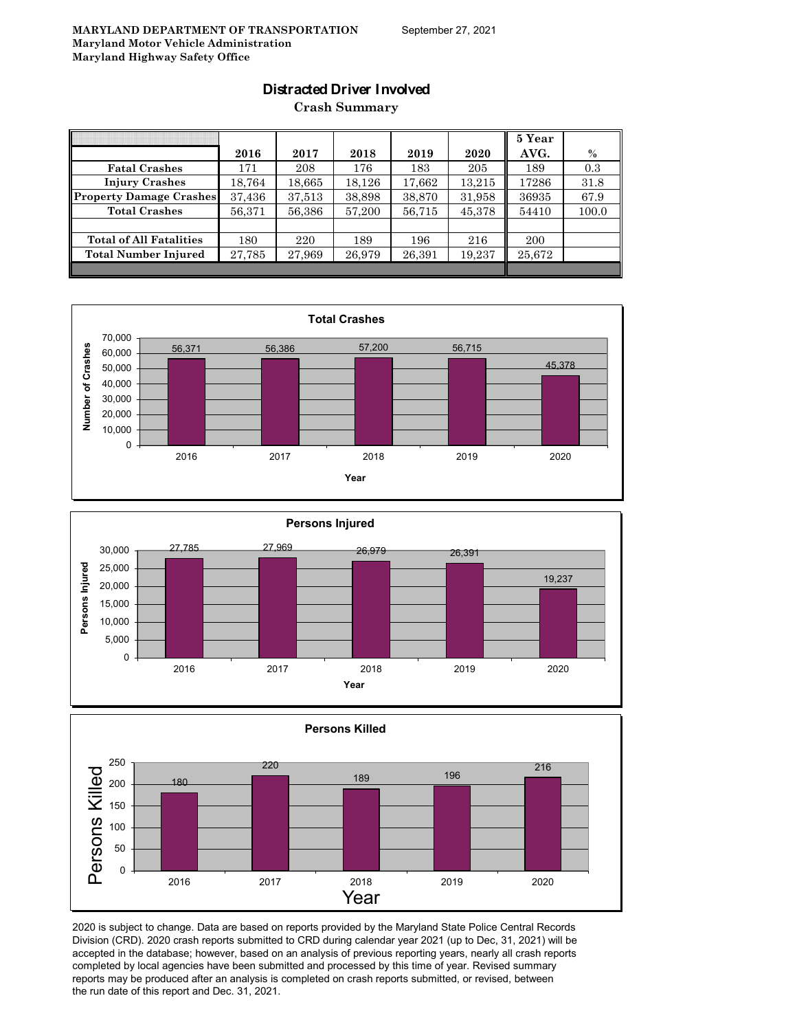**MARYLAND DEPARTMENT OF TRANSPORTATION** September 27, 2021
**Maryland Motor Vehicle Administration**
**Maryland Highway Safety Office**

# Distracted Driver Involved

## Crash Summary

| | 2016 | 2017 | 2018 | 2019 | 2020 | 5 Year AVG. | % |
|---|---|---|---|---|---|---|---|
| Fatal Crashes | 171 | 208 | 176 | 183 | 205 | 189 | 0.3 |
| Injury Crashes | 18,764 | 18,665 | 18,126 | 17,662 | 13,215 | 17286 | 31.8 |
| Property Damage Crashes | 37,436 | 37,513 | 38,898 | 38,870 | 31,958 | 36935 | 67.9 |
| Total Crashes | 56,371 | 56,386 | 57,200 | 56,715 | 45,378 | 54410 | 100.0 |
| | | | | | | | |
| Total of All Fatalities | 180 | 220 | 189 | 196 | 216 | 200 | |
| Total Number Injured | 27,785 | 27,969 | 26,979 | 26,391 | 19,237 | 25,672 | |

**Total Crashes**

| Year | Number of Crashes |
|---|---|
| 2016 | 56,371 |
| 2017 | 56,386 |
| 2018 | 57,200 |
| 2019 | 56,715 |
| 2020 | 45,378 |

**Persons Injured**

| Year | Persons Injured |
|---|---|
| 2016 | 27,785 |
| 2017 | 27,969 |
| 2018 | 26,979 |
| 2019 | 26,391 |
| 2020 | 19,237 |

**Persons Killed**

| Year | Persons Killed |
|---|---|
| 2016 | 180 |
| 2017 | 220 |
| 2018 | 189 |
| 2019 | 196 |
| 2020 | 216 |

2020 is subject to change. Data are based on reports provided by the Maryland State Police Central Records Division (CRD). 2020 crash reports submitted to CRD during calendar year 2021 (up to Dec, 31, 2021) will be accepted in the database; however, based on an analysis of previous reporting years, nearly all crash reports completed by local agencies have been submitted and processed by this time of year. Revised summary reports may be produced after an analysis is completed on crash reports submitted, or revised, between the run date of this report and Dec. 31, 2021.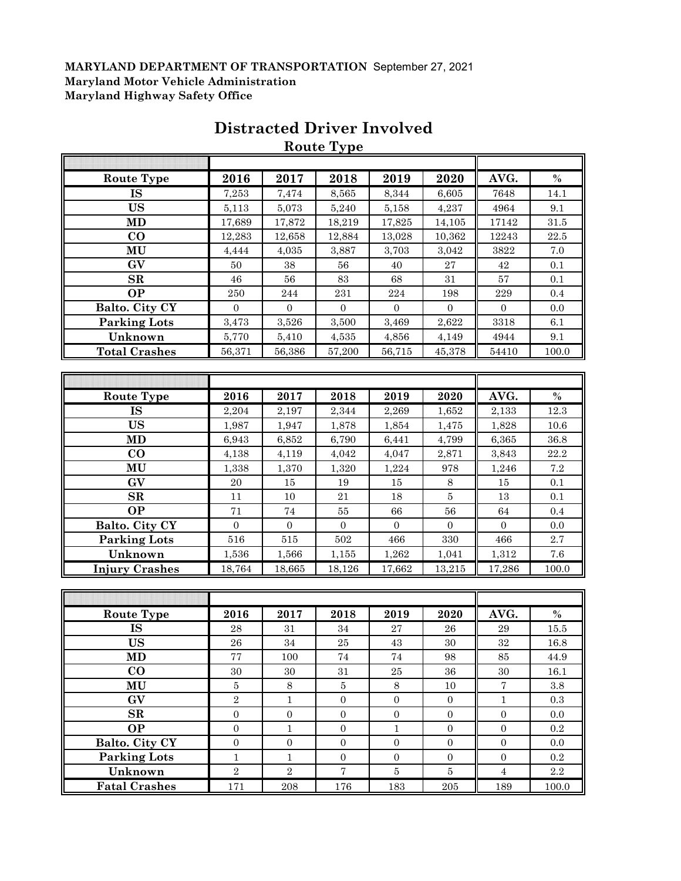**MARYLAND DEPARTMENT OF TRANSPORTATION** September 27, 2021
**Maryland Motor Vehicle Administration**
**Maryland Highway Safety Office**

# Distracted Driver Involved

## Route Type

| Route Type | 2016 | 2017 | 2018 | 2019 | 2020 | AVG. | % |
|---|---|---|---|---|---|---|---|
| IS | 7,253 | 7,474 | 8,565 | 8,344 | 6,605 | 7648 | 14.1 |
| US | 5,113 | 5,073 | 5,240 | 5,158 | 4,237 | 4964 | 9.1 |
| MD | 17,689 | 17,872 | 18,219 | 17,825 | 14,105 | 17142 | 31.5 |
| CO | 12,283 | 12,658 | 12,884 | 13,028 | 10,362 | 12243 | 22.5 |
| MU | 4,444 | 4,035 | 3,887 | 3,703 | 3,042 | 3822 | 7.0 |
| GV | 50 | 38 | 56 | 40 | 27 | 42 | 0.1 |
| SR | 46 | 56 | 83 | 68 | 31 | 57 | 0.1 |
| OP | 250 | 244 | 231 | 224 | 198 | 229 | 0.4 |
| Balto. City CY | 0 | 0 | 0 | 0 | 0 | 0 | 0.0 |
| Parking Lots | 3,473 | 3,526 | 3,500 | 3,469 | 2,622 | 3318 | 6.1 |
| Unknown | 5,770 | 5,410 | 4,535 | 4,856 | 4,149 | 4944 | 9.1 |
| Total Crashes | 56,371 | 56,386 | 57,200 | 56,715 | 45,378 | 54410 | 100.0 |

| Route Type | 2016 | 2017 | 2018 | 2019 | 2020 | AVG. | % |
|---|---|---|---|---|---|---|---|
| IS | 2,204 | 2,197 | 2,344 | 2,269 | 1,652 | 2,133 | 12.3 |
| US | 1,987 | 1,947 | 1,878 | 1,854 | 1,475 | 1,828 | 10.6 |
| MD | 6,943 | 6,852 | 6,790 | 6,441 | 4,799 | 6,365 | 36.8 |
| CO | 4,138 | 4,119 | 4,042 | 4,047 | 2,871 | 3,843 | 22.2 |
| MU | 1,338 | 1,370 | 1,320 | 1,224 | 978 | 1,246 | 7.2 |
| GV | 20 | 15 | 19 | 15 | 8 | 15 | 0.1 |
| SR | 11 | 10 | 21 | 18 | 5 | 13 | 0.1 |
| OP | 71 | 74 | 55 | 66 | 56 | 64 | 0.4 |
| Balto. City CY | 0 | 0 | 0 | 0 | 0 | 0 | 0.0 |
| Parking Lots | 516 | 515 | 502 | 466 | 330 | 466 | 2.7 |
| Unknown | 1,536 | 1,566 | 1,155 | 1,262 | 1,041 | 1,312 | 7.6 |
| Injury Crashes | 18,764 | 18,665 | 18,126 | 17,662 | 13,215 | 17,286 | 100.0 |

| Route Type | 2016 | 2017 | 2018 | 2019 | 2020 | AVG. | % |
|---|---|---|---|---|---|---|---|
| IS | 28 | 31 | 34 | 27 | 26 | 29 | 15.5 |
| US | 26 | 34 | 25 | 43 | 30 | 32 | 16.8 |
| MD | 77 | 100 | 74 | 74 | 98 | 85 | 44.9 |
| CO | 30 | 30 | 31 | 25 | 36 | 30 | 16.1 |
| MU | 5 | 8 | 5 | 8 | 10 | 7 | 3.8 |
| GV | 2 | 1 | 0 | 0 | 0 | 1 | 0.3 |
| SR | 0 | 0 | 0 | 0 | 0 | 0 | 0.0 |
| OP | 0 | 1 | 0 | 1 | 0 | 0 | 0.2 |
| Balto. City CY | 0 | 0 | 0 | 0 | 0 | 0 | 0.0 |
| Parking Lots | 1 | 1 | 0 | 0 | 0 | 0 | 0.2 |
| Unknown | 2 | 2 | 7 | 5 | 5 | 4 | 2.2 |
| Fatal Crashes | 171 | 208 | 176 | 183 | 205 | 189 | 100.0 |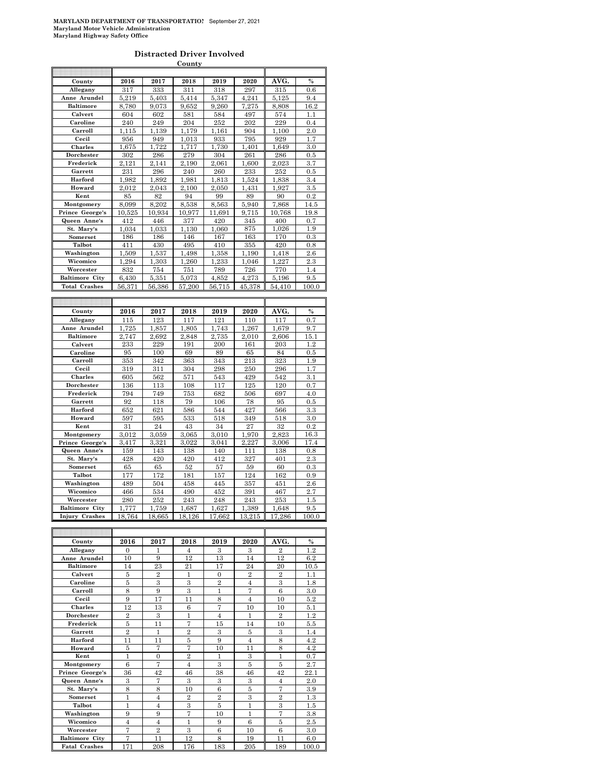**MARYLAND DEPARTMENT OF TRANSPORTATIO!** September 27, 2021
**Maryland Motor Vehicle Administration**
**Maryland Highway Safety Office**

## Distracted Driver Involved

**County**

| County | 2016 | 2017 | 2018 | 2019 | 2020 | AVG. | % |
|---|---|---|---|---|---|---|---|
| Allegany | 317 | 333 | 311 | 318 | 297 | 315 | 0.6 |
| Anne Arundel | 5,219 | 5,403 | 5,414 | 5,347 | 4,241 | 5,125 | 9.4 |
| Baltimore | 8,780 | 9,073 | 9,652 | 9,260 | 7,275 | 8,808 | 16.2 |
| Calvert | 604 | 602 | 581 | 584 | 497 | 574 | 1.1 |
| Caroline | 240 | 249 | 204 | 252 | 202 | 229 | 0.4 |
| Carroll | 1,115 | 1,139 | 1,179 | 1,161 | 904 | 1,100 | 2.0 |
| Cecil | 956 | 949 | 1,013 | 933 | 795 | 929 | 1.7 |
| Charles | 1,675 | 1,722 | 1,717 | 1,730 | 1,401 | 1,649 | 3.0 |
| Dorchester | 302 | 286 | 279 | 304 | 261 | 286 | 0.5 |
| Frederick | 2,121 | 2,141 | 2,190 | 2,061 | 1,600 | 2,023 | 3.7 |
| Garrett | 231 | 296 | 240 | 260 | 233 | 252 | 0.5 |
| Harford | 1,982 | 1,892 | 1,981 | 1,813 | 1,524 | 1,838 | 3.4 |
| Howard | 2,012 | 2,043 | 2,100 | 2,050 | 1,431 | 1,927 | 3.5 |
| Kent | 85 | 82 | 94 | 99 | 89 | 90 | 0.2 |
| Montgomery | 8,099 | 8,202 | 8,538 | 8,563 | 5,940 | 7,868 | 14.5 |
| Prince George's | 10,525 | 10,934 | 10,977 | 11,691 | 9,715 | 10,768 | 19.8 |
| Queen Anne's | 412 | 446 | 377 | 420 | 345 | 400 | 0.7 |
| St. Mary's | 1,034 | 1,033 | 1,130 | 1,060 | 875 | 1,026 | 1.9 |
| Somerset | 186 | 186 | 146 | 167 | 163 | 170 | 0.3 |
| Talbot | 411 | 430 | 495 | 410 | 355 | 420 | 0.8 |
| Washington | 1,509 | 1,537 | 1,498 | 1,358 | 1,190 | 1,418 | 2.6 |
| Wicomico | 1,294 | 1,303 | 1,260 | 1,233 | 1,046 | 1,227 | 2.3 |
| Worcester | 832 | 754 | 751 | 789 | 726 | 770 | 1.4 |
| Baltimore City | 6,430 | 5,351 | 5,073 | 4,852 | 4,273 | 5,196 | 9.5 |
| Total Crashes | 56,371 | 56,386 | 57,200 | 56,715 | 45,378 | 54,410 | 100.0 |

| County | 2016 | 2017 | 2018 | 2019 | 2020 | AVG. | % |
|---|---|---|---|---|---|---|---|
| Allegany | 115 | 123 | 117 | 121 | 110 | 117 | 0.7 |
| Anne Arundel | 1,725 | 1,857 | 1,805 | 1,743 | 1,267 | 1,679 | 9.7 |
| Baltimore | 2,747 | 2,692 | 2,848 | 2,735 | 2,010 | 2,606 | 15.1 |
| Calvert | 233 | 229 | 191 | 200 | 161 | 203 | 1.2 |
| Caroline | 95 | 100 | 69 | 89 | 65 | 84 | 0.5 |
| Carroll | 353 | 342 | 363 | 343 | 213 | 323 | 1.9 |
| Cecil | 319 | 311 | 304 | 298 | 250 | 296 | 1.7 |
| Charles | 605 | 562 | 571 | 543 | 429 | 542 | 3.1 |
| Dorchester | 136 | 113 | 108 | 117 | 125 | 120 | 0.7 |
| Frederick | 794 | 749 | 753 | 682 | 506 | 697 | 4.0 |
| Garrett | 92 | 118 | 79 | 106 | 78 | 95 | 0.5 |
| Harford | 652 | 621 | 586 | 544 | 427 | 566 | 3.3 |
| Howard | 597 | 595 | 533 | 518 | 349 | 518 | 3.0 |
| Kent | 31 | 24 | 43 | 34 | 27 | 32 | 0.2 |
| Montgomery | 3,012 | 3,059 | 3,065 | 3,010 | 1,970 | 2,823 | 16.3 |
| Prince George's | 3,417 | 3,321 | 3,022 | 3,041 | 2,227 | 3,006 | 17.4 |
| Queen Anne's | 159 | 143 | 138 | 140 | 111 | 138 | 0.8 |
| St. Mary's | 428 | 420 | 420 | 412 | 327 | 401 | 2.3 |
| Somerset | 65 | 65 | 52 | 57 | 59 | 60 | 0.3 |
| Talbot | 177 | 172 | 181 | 157 | 124 | 162 | 0.9 |
| Washington | 489 | 504 | 458 | 445 | 357 | 451 | 2.6 |
| Wicomico | 466 | 534 | 490 | 452 | 391 | 467 | 2.7 |
| Worcester | 280 | 252 | 243 | 248 | 243 | 253 | 1.5 |
| Baltimore City | 1,777 | 1,759 | 1,687 | 1,627 | 1,389 | 1,648 | 9.5 |
| Injury Crashes | 18,764 | 18,665 | 18,126 | 17,662 | 13,215 | 17,286 | 100.0 |

| County | 2016 | 2017 | 2018 | 2019 | 2020 | AVG. | % |
|---|---|---|---|---|---|---|---|
| Allegany | 0 | 1 | 4 | 3 | 3 | 2 | 1.2 |
| Anne Arundel | 10 | 9 | 12 | 13 | 14 | 12 | 6.2 |
| Baltimore | 14 | 23 | 21 | 17 | 24 | 20 | 10.5 |
| Calvert | 5 | 2 | 1 | 0 | 2 | 2 | 1.1 |
| Caroline | 5 | 3 | 3 | 2 | 4 | 3 | 1.8 |
| Carroll | 8 | 9 | 3 | 1 | 7 | 6 | 3.0 |
| Cecil | 9 | 17 | 11 | 8 | 4 | 10 | 5.2 |
| Charles | 12 | 13 | 6 | 7 | 10 | 10 | 5.1 |
| Dorchester | 2 | 3 | 1 | 4 | 1 | 2 | 1.2 |
| Frederick | 5 | 11 | 7 | 15 | 14 | 10 | 5.5 |
| Garrett | 2 | 1 | 2 | 3 | 5 | 3 | 1.4 |
| Harford | 11 | 11 | 5 | 9 | 4 | 8 | 4.2 |
| Howard | 5 | 7 | 7 | 10 | 11 | 8 | 4.2 |
| Kent | 1 | 0 | 2 | 1 | 3 | 1 | 0.7 |
| Montgomery | 6 | 7 | 4 | 3 | 5 | 5 | 2.7 |
| Prince George's | 36 | 42 | 46 | 38 | 46 | 42 | 22.1 |
| Queen Anne's | 3 | 7 | 3 | 3 | 3 | 4 | 2.0 |
| St. Mary's | 8 | 8 | 10 | 6 | 5 | 7 | 3.9 |
| Somerset | 1 | 4 | 2 | 2 | 3 | 2 | 1.3 |
| Talbot | 1 | 4 | 3 | 5 | 1 | 3 | 1.5 |
| Washington | 9 | 9 | 7 | 10 | 1 | 7 | 3.8 |
| Wicomico | 4 | 4 | 1 | 9 | 6 | 5 | 2.5 |
| Worcester | 7 | 2 | 3 | 6 | 10 | 6 | 3.0 |
| Baltimore City | 7 | 11 | 12 | 8 | 19 | 11 | 6.0 |
| Fatal Crashes | 171 | 208 | 176 | 183 | 205 | 189 | 100.0 |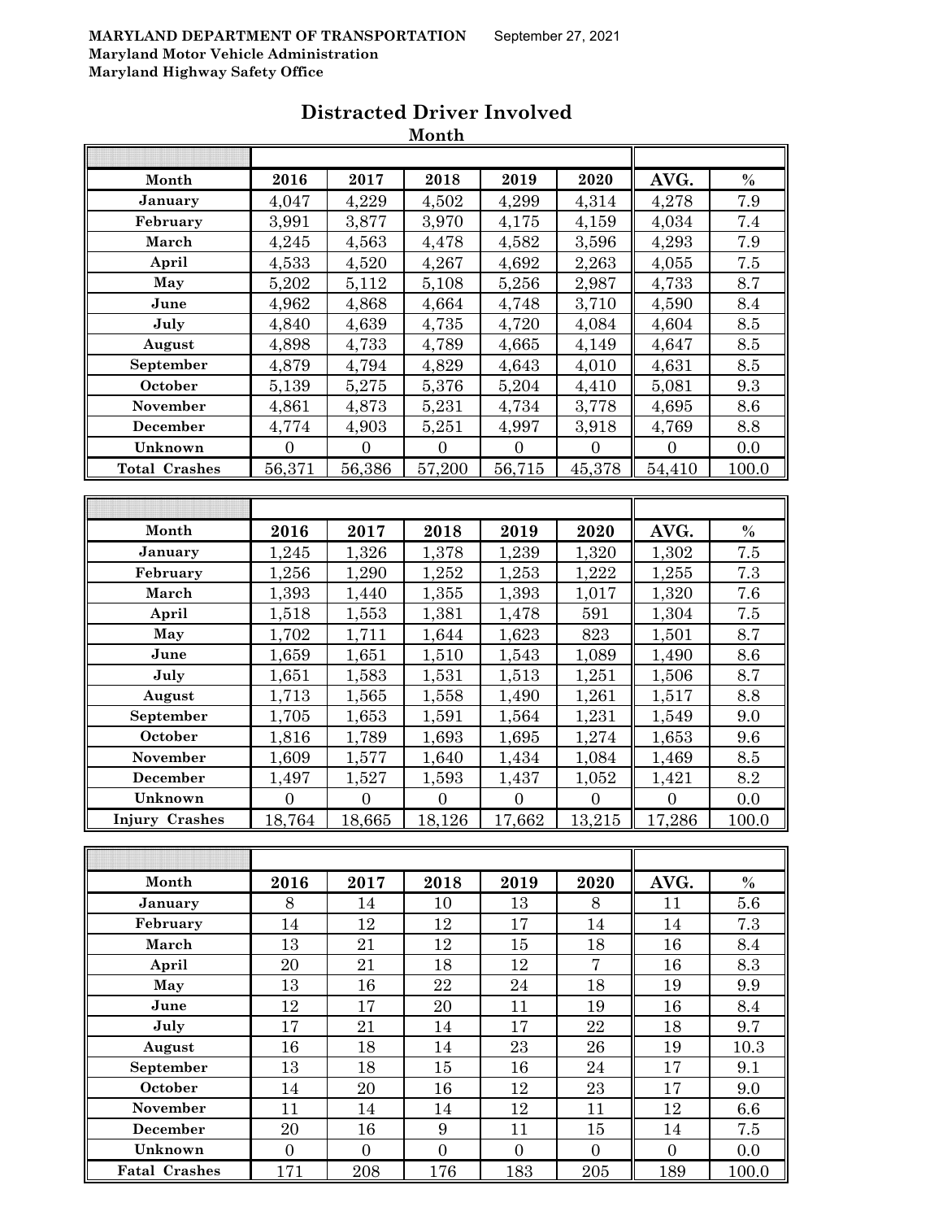MARYLAND DEPARTMENT OF TRANSPORTATION September 27, 2021

Maryland Motor Vehicle Administration

Maryland Highway Safety Office

# Distracted Driver Involved

## Month

| Month | 2016 | 2017 | 2018 | 2019 | 2020 | AVG. | % |
|---|---|---|---|---|---|---|---|
| January | 4,047 | 4,229 | 4,502 | 4,299 | 4,314 | 4,278 | 7.9 |
| February | 3,991 | 3,877 | 3,970 | 4,175 | 4,159 | 4,034 | 7.4 |
| March | 4,245 | 4,563 | 4,478 | 4,582 | 3,596 | 4,293 | 7.9 |
| April | 4,533 | 4,520 | 4,267 | 4,692 | 2,263 | 4,055 | 7.5 |
| May | 5,202 | 5,112 | 5,108 | 5,256 | 2,987 | 4,733 | 8.7 |
| June | 4,962 | 4,868 | 4,664 | 4,748 | 3,710 | 4,590 | 8.4 |
| July | 4,840 | 4,639 | 4,735 | 4,720 | 4,084 | 4,604 | 8.5 |
| August | 4,898 | 4,733 | 4,789 | 4,665 | 4,149 | 4,647 | 8.5 |
| September | 4,879 | 4,794 | 4,829 | 4,643 | 4,010 | 4,631 | 8.5 |
| October | 5,139 | 5,275 | 5,376 | 5,204 | 4,410 | 5,081 | 9.3 |
| November | 4,861 | 4,873 | 5,231 | 4,734 | 3,778 | 4,695 | 8.6 |
| December | 4,774 | 4,903 | 5,251 | 4,997 | 3,918 | 4,769 | 8.8 |
| Unknown | 0 | 0 | 0 | 0 | 0 | 0 | 0.0 |
| Total Crashes | 56,371 | 56,386 | 57,200 | 56,715 | 45,378 | 54,410 | 100.0 |

| Month | 2016 | 2017 | 2018 | 2019 | 2020 | AVG. | % |
|---|---|---|---|---|---|---|---|
| January | 1,245 | 1,326 | 1,378 | 1,239 | 1,320 | 1,302 | 7.5 |
| February | 1,256 | 1,290 | 1,252 | 1,253 | 1,222 | 1,255 | 7.3 |
| March | 1,393 | 1,440 | 1,355 | 1,393 | 1,017 | 1,320 | 7.6 |
| April | 1,518 | 1,553 | 1,381 | 1,478 | 591 | 1,304 | 7.5 |
| May | 1,702 | 1,711 | 1,644 | 1,623 | 823 | 1,501 | 8.7 |
| June | 1,659 | 1,651 | 1,510 | 1,543 | 1,089 | 1,490 | 8.6 |
| July | 1,651 | 1,583 | 1,531 | 1,513 | 1,251 | 1,506 | 8.7 |
| August | 1,713 | 1,565 | 1,558 | 1,490 | 1,261 | 1,517 | 8.8 |
| September | 1,705 | 1,653 | 1,591 | 1,564 | 1,231 | 1,549 | 9.0 |
| October | 1,816 | 1,789 | 1,693 | 1,695 | 1,274 | 1,653 | 9.6 |
| November | 1,609 | 1,577 | 1,640 | 1,434 | 1,084 | 1,469 | 8.5 |
| December | 1,497 | 1,527 | 1,593 | 1,437 | 1,052 | 1,421 | 8.2 |
| Unknown | 0 | 0 | 0 | 0 | 0 | 0 | 0.0 |
| Injury Crashes | 18,764 | 18,665 | 18,126 | 17,662 | 13,215 | 17,286 | 100.0 |

| Month | 2016 | 2017 | 2018 | 2019 | 2020 | AVG. | % |
|---|---|---|---|---|---|---|---|
| January | 8 | 14 | 10 | 13 | 8 | 11 | 5.6 |
| February | 14 | 12 | 12 | 17 | 14 | 14 | 7.3 |
| March | 13 | 21 | 12 | 15 | 18 | 16 | 8.4 |
| April | 20 | 21 | 18 | 12 | 7 | 16 | 8.3 |
| May | 13 | 16 | 22 | 24 | 18 | 19 | 9.9 |
| June | 12 | 17 | 20 | 11 | 19 | 16 | 8.4 |
| July | 17 | 21 | 14 | 17 | 22 | 18 | 9.7 |
| August | 16 | 18 | 14 | 23 | 26 | 19 | 10.3 |
| September | 13 | 18 | 15 | 16 | 24 | 17 | 9.1 |
| October | 14 | 20 | 16 | 12 | 23 | 17 | 9.0 |
| November | 11 | 14 | 14 | 12 | 11 | 12 | 6.6 |
| December | 20 | 16 | 9 | 11 | 15 | 14 | 7.5 |
| Unknown | 0 | 0 | 0 | 0 | 0 | 0 | 0.0 |
| Fatal Crashes | 171 | 208 | 176 | 183 | 205 | 189 | 100.0 |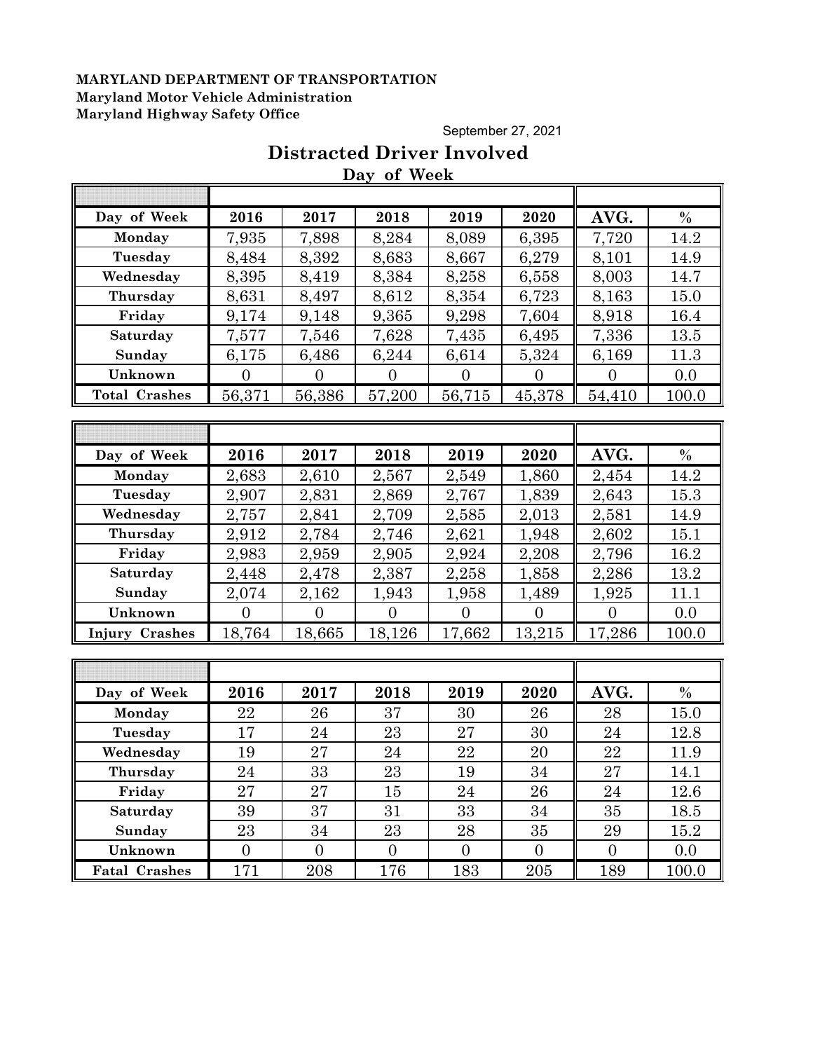**MARYLAND DEPARTMENT OF TRANSPORTATION**
**Maryland Motor Vehicle Administration**
**Maryland Highway Safety Office**

September 27, 2021

# Distracted Driver Involved

## Day of Week

| Day of Week | 2016 | 2017 | 2018 | 2019 | 2020 | AVG. | % |
|---|---|---|---|---|---|---|---|
| Monday | 7,935 | 7,898 | 8,284 | 8,089 | 6,395 | 7,720 | 14.2 |
| Tuesday | 8,484 | 8,392 | 8,683 | 8,667 | 6,279 | 8,101 | 14.9 |
| Wednesday | 8,395 | 8,419 | 8,384 | 8,258 | 6,558 | 8,003 | 14.7 |
| Thursday | 8,631 | 8,497 | 8,612 | 8,354 | 6,723 | 8,163 | 15.0 |
| Friday | 9,174 | 9,148 | 9,365 | 9,298 | 7,604 | 8,918 | 16.4 |
| Saturday | 7,577 | 7,546 | 7,628 | 7,435 | 6,495 | 7,336 | 13.5 |
| Sunday | 6,175 | 6,486 | 6,244 | 6,614 | 5,324 | 6,169 | 11.3 |
| Unknown | 0 | 0 | 0 | 0 | 0 | 0 | 0.0 |
| Total Crashes | 56,371 | 56,386 | 57,200 | 56,715 | 45,378 | 54,410 | 100.0 |

| Day of Week | 2016 | 2017 | 2018 | 2019 | 2020 | AVG. | % |
|---|---|---|---|---|---|---|---|
| Monday | 2,683 | 2,610 | 2,567 | 2,549 | 1,860 | 2,454 | 14.2 |
| Tuesday | 2,907 | 2,831 | 2,869 | 2,767 | 1,839 | 2,643 | 15.3 |
| Wednesday | 2,757 | 2,841 | 2,709 | 2,585 | 2,013 | 2,581 | 14.9 |
| Thursday | 2,912 | 2,784 | 2,746 | 2,621 | 1,948 | 2,602 | 15.1 |
| Friday | 2,983 | 2,959 | 2,905 | 2,924 | 2,208 | 2,796 | 16.2 |
| Saturday | 2,448 | 2,478 | 2,387 | 2,258 | 1,858 | 2,286 | 13.2 |
| Sunday | 2,074 | 2,162 | 1,943 | 1,958 | 1,489 | 1,925 | 11.1 |
| Unknown | 0 | 0 | 0 | 0 | 0 | 0 | 0.0 |
| Injury Crashes | 18,764 | 18,665 | 18,126 | 17,662 | 13,215 | 17,286 | 100.0 |

| Day of Week | 2016 | 2017 | 2018 | 2019 | 2020 | AVG. | % |
|---|---|---|---|---|---|---|---|
| Monday | 22 | 26 | 37 | 30 | 26 | 28 | 15.0 |
| Tuesday | 17 | 24 | 23 | 27 | 30 | 24 | 12.8 |
| Wednesday | 19 | 27 | 24 | 22 | 20 | 22 | 11.9 |
| Thursday | 24 | 33 | 23 | 19 | 34 | 27 | 14.1 |
| Friday | 27 | 27 | 15 | 24 | 26 | 24 | 12.6 |
| Saturday | 39 | 37 | 31 | 33 | 34 | 35 | 18.5 |
| Sunday | 23 | 34 | 23 | 28 | 35 | 29 | 15.2 |
| Unknown | 0 | 0 | 0 | 0 | 0 | 0 | 0.0 |
| Fatal Crashes | 171 | 208 | 176 | 183 | 205 | 189 | 100.0 |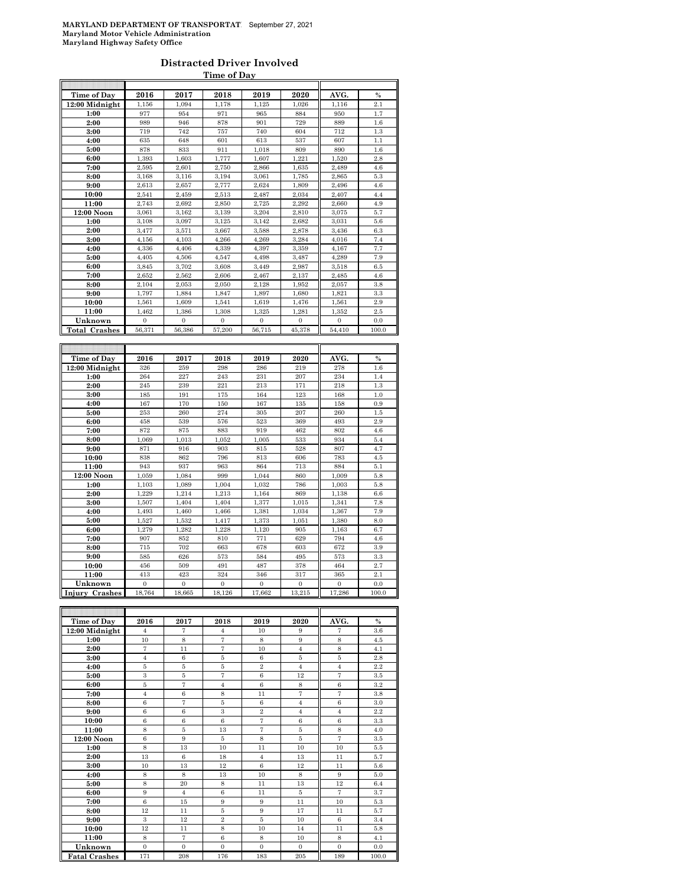**MARYLAND DEPARTMENT OF TRANSPORTATION** September 27, 2021
**Maryland Motor Vehicle Administration**
**Maryland Highway Safety Office**

## Distracted Driver Involved

### Time of Day

| Time of Day | 2016 | 2017 | 2018 | 2019 | 2020 | AVG. | % |
|---|---|---|---|---|---|---|---|
| 12:00 Midnight | 1,156 | 1,094 | 1,178 | 1,125 | 1,026 | 1,116 | 2.1 |
| 1:00 | 977 | 954 | 971 | 965 | 884 | 950 | 1.7 |
| 2:00 | 989 | 946 | 878 | 901 | 729 | 889 | 1.6 |
| 3:00 | 719 | 742 | 757 | 740 | 604 | 712 | 1.3 |
| 4:00 | 635 | 648 | 601 | 613 | 537 | 607 | 1.1 |
| 5:00 | 878 | 833 | 911 | 1,018 | 809 | 890 | 1.6 |
| 6:00 | 1,393 | 1,603 | 1,777 | 1,607 | 1,221 | 1,520 | 2.8 |
| 7:00 | 2,595 | 2,601 | 2,750 | 2,866 | 1,635 | 2,489 | 4.6 |
| 8:00 | 3,168 | 3,116 | 3,194 | 3,061 | 1,785 | 2,865 | 5.3 |
| 9:00 | 2,613 | 2,657 | 2,777 | 2,624 | 1,809 | 2,496 | 4.6 |
| 10:00 | 2,541 | 2,459 | 2,513 | 2,487 | 2,034 | 2,407 | 4.4 |
| 11:00 | 2,743 | 2,692 | 2,850 | 2,725 | 2,292 | 2,660 | 4.9 |
| 12:00 Noon | 3,061 | 3,162 | 3,139 | 3,204 | 2,810 | 3,075 | 5.7 |
| 1:00 | 3,108 | 3,097 | 3,125 | 3,142 | 2,682 | 3,031 | 5.6 |
| 2:00 | 3,477 | 3,571 | 3,667 | 3,588 | 2,878 | 3,436 | 6.3 |
| 3:00 | 4,156 | 4,103 | 4,266 | 4,269 | 3,284 | 4,016 | 7.4 |
| 4:00 | 4,336 | 4,406 | 4,339 | 4,397 | 3,359 | 4,167 | 7.7 |
| 5:00 | 4,405 | 4,506 | 4,547 | 4,498 | 3,487 | 4,289 | 7.9 |
| 6:00 | 3,845 | 3,702 | 3,608 | 3,449 | 2,987 | 3,518 | 6.5 |
| 7:00 | 2,652 | 2,562 | 2,606 | 2,467 | 2,137 | 2,485 | 4.6 |
| 8:00 | 2,104 | 2,053 | 2,050 | 2,128 | 1,952 | 2,057 | 3.8 |
| 9:00 | 1,797 | 1,884 | 1,847 | 1,897 | 1,680 | 1,821 | 3.3 |
| 10:00 | 1,561 | 1,609 | 1,541 | 1,619 | 1,476 | 1,561 | 2.9 |
| 11:00 | 1,462 | 1,386 | 1,308 | 1,325 | 1,281 | 1,352 | 2.5 |
| Unknown | 0 | 0 | 0 | 0 | 0 | 0 | 0.0 |
| **Total Crashes** | 56,371 | 56,386 | 57,200 | 56,715 | 45,378 | 54,410 | 100.0 |

| Time of Day | 2016 | 2017 | 2018 | 2019 | 2020 | AVG. | % |
|---|---|---|---|---|---|---|---|
| 12:00 Midnight | 326 | 259 | 298 | 286 | 219 | 278 | 1.6 |
| 1:00 | 264 | 227 | 243 | 231 | 207 | 234 | 1.4 |
| 2:00 | 245 | 239 | 221 | 213 | 171 | 218 | 1.3 |
| 3:00 | 185 | 191 | 175 | 164 | 123 | 168 | 1.0 |
| 4:00 | 167 | 170 | 150 | 167 | 135 | 158 | 0.9 |
| 5:00 | 253 | 260 | 274 | 305 | 207 | 260 | 1.5 |
| 6:00 | 458 | 539 | 576 | 523 | 369 | 493 | 2.9 |
| 7:00 | 872 | 875 | 883 | 919 | 462 | 802 | 4.6 |
| 8:00 | 1,069 | 1,013 | 1,052 | 1,005 | 533 | 934 | 5.4 |
| 9:00 | 871 | 916 | 903 | 815 | 528 | 807 | 4.7 |
| 10:00 | 838 | 862 | 796 | 813 | 606 | 783 | 4.5 |
| 11:00 | 943 | 937 | 963 | 864 | 713 | 884 | 5.1 |
| 12:00 Noon | 1,059 | 1,084 | 999 | 1,044 | 860 | 1,009 | 5.8 |
| 1:00 | 1,103 | 1,089 | 1,004 | 1,032 | 786 | 1,003 | 5.8 |
| 2:00 | 1,229 | 1,214 | 1,213 | 1,164 | 869 | 1,138 | 6.6 |
| 3:00 | 1,507 | 1,404 | 1,404 | 1,377 | 1,015 | 1,341 | 7.8 |
| 4:00 | 1,493 | 1,460 | 1,466 | 1,381 | 1,034 | 1,367 | 7.9 |
| 5:00 | 1,527 | 1,532 | 1,417 | 1,373 | 1,051 | 1,380 | 8.0 |
| 6:00 | 1,279 | 1,282 | 1,228 | 1,120 | 905 | 1,163 | 6.7 |
| 7:00 | 907 | 852 | 810 | 771 | 629 | 794 | 4.6 |
| 8:00 | 715 | 702 | 663 | 678 | 603 | 672 | 3.9 |
| 9:00 | 585 | 626 | 573 | 584 | 495 | 573 | 3.3 |
| 10:00 | 456 | 509 | 491 | 487 | 378 | 464 | 2.7 |
| 11:00 | 413 | 423 | 324 | 346 | 317 | 365 | 2.1 |
| Unknown | 0 | 0 | 0 | 0 | 0 | 0 | 0.0 |
| **Injury Crashes** | 18,764 | 18,665 | 18,126 | 17,662 | 13,215 | 17,286 | 100.0 |

| Time of Day | 2016 | 2017 | 2018 | 2019 | 2020 | AVG. | % |
|---|---|---|---|---|---|---|---|
| 12:00 Midnight | 4 | 7 | 4 | 10 | 9 | 7 | 3.6 |
| 1:00 | 10 | 8 | 7 | 8 | 9 | 8 | 4.5 |
| 2:00 | 7 | 11 | 7 | 10 | 4 | 8 | 4.1 |
| 3:00 | 4 | 6 | 5 | 6 | 5 | 5 | 2.8 |
| 4:00 | 5 | 5 | 5 | 2 | 4 | 4 | 2.2 |
| 5:00 | 3 | 5 | 7 | 6 | 12 | 7 | 3.5 |
| 6:00 | 5 | 7 | 4 | 6 | 8 | 6 | 3.2 |
| 7:00 | 4 | 6 | 8 | 11 | 7 | 7 | 3.8 |
| 8:00 | 6 | 7 | 5 | 6 | 4 | 6 | 3.0 |
| 9:00 | 6 | 6 | 3 | 2 | 4 | 4 | 2.2 |
| 10:00 | 6 | 6 | 6 | 7 | 6 | 6 | 3.3 |
| 11:00 | 8 | 5 | 13 | 7 | 5 | 8 | 4.0 |
| 12:00 Noon | 6 | 9 | 5 | 8 | 5 | 7 | 3.5 |
| 1:00 | 8 | 13 | 10 | 11 | 10 | 10 | 5.5 |
| 2:00 | 13 | 6 | 18 | 4 | 13 | 11 | 5.7 |
| 3:00 | 10 | 13 | 12 | 6 | 12 | 11 | 5.6 |
| 4:00 | 8 | 8 | 13 | 10 | 8 | 9 | 5.0 |
| 5:00 | 8 | 20 | 8 | 11 | 13 | 12 | 6.4 |
| 6:00 | 9 | 4 | 6 | 11 | 5 | 7 | 3.7 |
| 7:00 | 6 | 15 | 9 | 9 | 11 | 10 | 5.3 |
| 8:00 | 12 | 11 | 5 | 9 | 17 | 11 | 5.7 |
| 9:00 | 3 | 12 | 2 | 5 | 10 | 6 | 3.4 |
| 10:00 | 12 | 11 | 8 | 10 | 14 | 11 | 5.8 |
| 11:00 | 8 | 7 | 6 | 8 | 10 | 8 | 4.1 |
| Unknown | 0 | 0 | 0 | 0 | 0 | 0 | 0.0 |
| **Fatal Crashes** | 171 | 208 | 176 | 183 | 205 | 189 | 100.0 |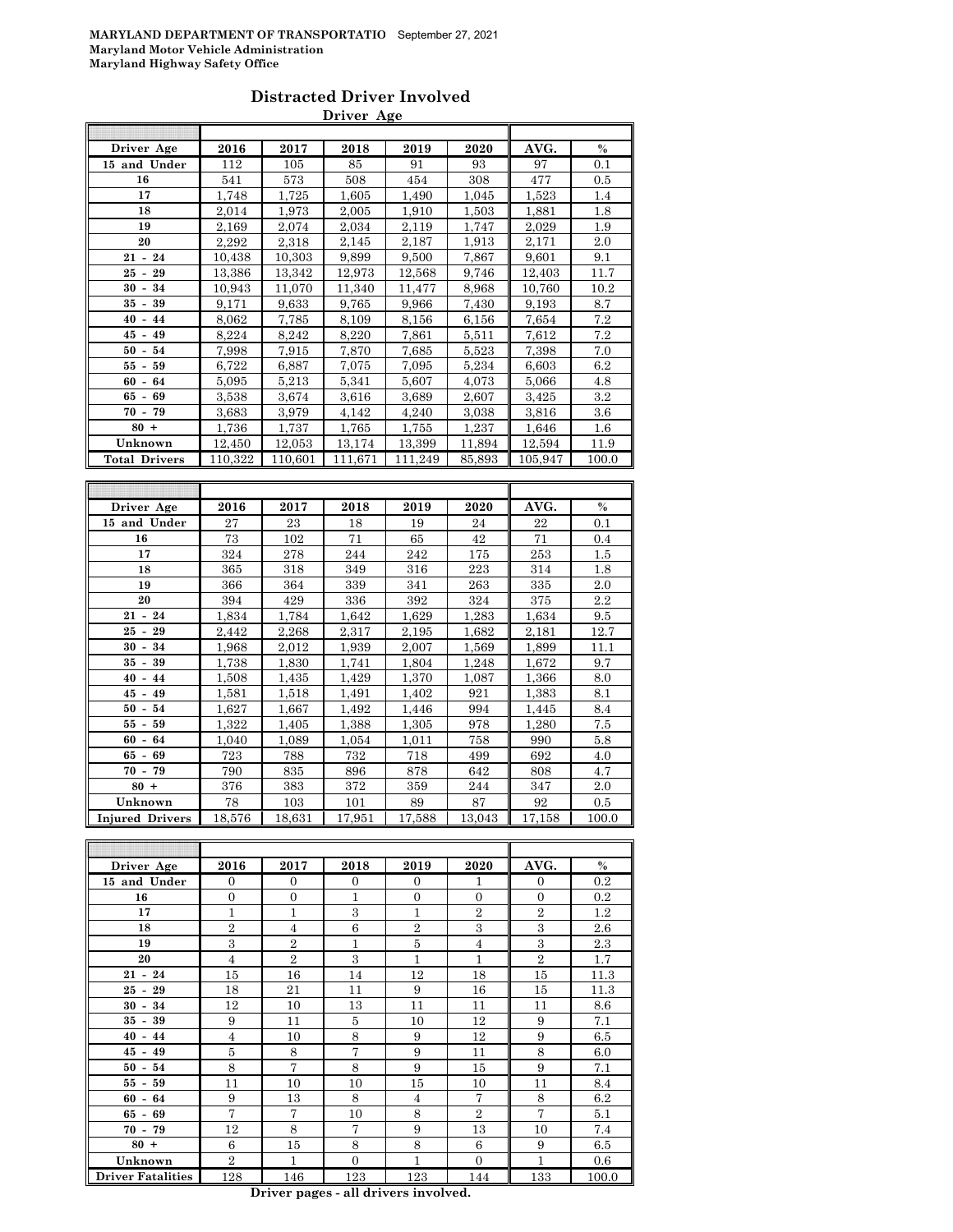**MARYLAND DEPARTMENT OF TRANSPORTATIO** September 27, 2021
**Maryland Motor Vehicle Administration**
**Maryland Highway Safety Office**

## Distracted Driver Involved

### Driver Age

| Driver Age | 2016 | 2017 | 2018 | 2019 | 2020 | AVG. | % |
|---|---|---|---|---|---|---|---|
| 15 and Under | 112 | 105 | 85 | 91 | 93 | 97 | 0.1 |
| 16 | 541 | 573 | 508 | 454 | 308 | 477 | 0.5 |
| 17 | 1,748 | 1,725 | 1,605 | 1,490 | 1,045 | 1,523 | 1.4 |
| 18 | 2,014 | 1,973 | 2,005 | 1,910 | 1,503 | 1,881 | 1.8 |
| 19 | 2,169 | 2,074 | 2,034 | 2,119 | 1,747 | 2,029 | 1.9 |
| 20 | 2,292 | 2,318 | 2,145 | 2,187 | 1,913 | 2,171 | 2.0 |
| 21 - 24 | 10,438 | 10,303 | 9,899 | 9,500 | 7,867 | 9,601 | 9.1 |
| 25 - 29 | 13,386 | 13,342 | 12,973 | 12,568 | 9,746 | 12,403 | 11.7 |
| 30 - 34 | 10,943 | 11,070 | 11,340 | 11,477 | 8,968 | 10,760 | 10.2 |
| 35 - 39 | 9,171 | 9,633 | 9,765 | 9,966 | 7,430 | 9,193 | 8.7 |
| 40 - 44 | 8,062 | 7,785 | 8,109 | 8,156 | 6,156 | 7,654 | 7.2 |
| 45 - 49 | 8,224 | 8,242 | 8,220 | 7,861 | 5,511 | 7,612 | 7.2 |
| 50 - 54 | 7,998 | 7,915 | 7,870 | 7,685 | 5,523 | 7,398 | 7.0 |
| 55 - 59 | 6,722 | 6,887 | 7,075 | 7,095 | 5,234 | 6,603 | 6.2 |
| 60 - 64 | 5,095 | 5,213 | 5,341 | 5,607 | 4,073 | 5,066 | 4.8 |
| 65 - 69 | 3,538 | 3,674 | 3,616 | 3,689 | 2,607 | 3,425 | 3.2 |
| 70 - 79 | 3,683 | 3,979 | 4,142 | 4,240 | 3,038 | 3,816 | 3.6 |
| 80 + | 1,736 | 1,737 | 1,765 | 1,755 | 1,237 | 1,646 | 1.6 |
| Unknown | 12,450 | 12,053 | 13,174 | 13,399 | 11,894 | 12,594 | 11.9 |
| **Total Drivers** | 110,322 | 110,601 | 111,671 | 111,249 | 85,893 | 105,947 | 100.0 |

| Driver Age | 2016 | 2017 | 2018 | 2019 | 2020 | AVG. | % |
|---|---|---|---|---|---|---|---|
| 15 and Under | 27 | 23 | 18 | 19 | 24 | 22 | 0.1 |
| 16 | 73 | 102 | 71 | 65 | 42 | 71 | 0.4 |
| 17 | 324 | 278 | 244 | 242 | 175 | 253 | 1.5 |
| 18 | 365 | 318 | 349 | 316 | 223 | 314 | 1.8 |
| 19 | 366 | 364 | 339 | 341 | 263 | 335 | 2.0 |
| 20 | 394 | 429 | 336 | 392 | 324 | 375 | 2.2 |
| 21 - 24 | 1,834 | 1,784 | 1,642 | 1,629 | 1,283 | 1,634 | 9.5 |
| 25 - 29 | 2,442 | 2,268 | 2,317 | 2,195 | 1,682 | 2,181 | 12.7 |
| 30 - 34 | 1,968 | 2,012 | 1,939 | 2,007 | 1,569 | 1,899 | 11.1 |
| 35 - 39 | 1,738 | 1,830 | 1,741 | 1,804 | 1,248 | 1,672 | 9.7 |
| 40 - 44 | 1,508 | 1,435 | 1,429 | 1,370 | 1,087 | 1,366 | 8.0 |
| 45 - 49 | 1,581 | 1,518 | 1,491 | 1,402 | 921 | 1,383 | 8.1 |
| 50 - 54 | 1,627 | 1,667 | 1,492 | 1,446 | 994 | 1,445 | 8.4 |
| 55 - 59 | 1,322 | 1,405 | 1,388 | 1,305 | 978 | 1,280 | 7.5 |
| 60 - 64 | 1,040 | 1,089 | 1,054 | 1,011 | 758 | 990 | 5.8 |
| 65 - 69 | 723 | 788 | 732 | 718 | 499 | 692 | 4.0 |
| 70 - 79 | 790 | 835 | 896 | 878 | 642 | 808 | 4.7 |
| 80 + | 376 | 383 | 372 | 359 | 244 | 347 | 2.0 |
| Unknown | 78 | 103 | 101 | 89 | 87 | 92 | 0.5 |
| **Injured Drivers** | 18,576 | 18,631 | 17,951 | 17,588 | 13,043 | 17,158 | 100.0 |

| Driver Age | 2016 | 2017 | 2018 | 2019 | 2020 | AVG. | % |
|---|---|---|---|---|---|---|---|
| 15 and Under | 0 | 0 | 0 | 0 | 1 | 0 | 0.2 |
| 16 | 0 | 0 | 1 | 0 | 0 | 0 | 0.2 |
| 17 | 1 | 1 | 3 | 1 | 2 | 2 | 1.2 |
| 18 | 2 | 4 | 6 | 2 | 3 | 3 | 2.6 |
| 19 | 3 | 2 | 1 | 5 | 4 | 3 | 2.3 |
| 20 | 4 | 2 | 3 | 1 | 1 | 2 | 1.7 |
| 21 - 24 | 15 | 16 | 14 | 12 | 18 | 15 | 11.3 |
| 25 - 29 | 18 | 21 | 11 | 9 | 16 | 15 | 11.3 |
| 30 - 34 | 12 | 10 | 13 | 11 | 11 | 11 | 8.6 |
| 35 - 39 | 9 | 11 | 5 | 10 | 12 | 9 | 7.1 |
| 40 - 44 | 4 | 10 | 8 | 9 | 12 | 9 | 6.5 |
| 45 - 49 | 5 | 8 | 7 | 9 | 11 | 8 | 6.0 |
| 50 - 54 | 8 | 7 | 8 | 9 | 15 | 9 | 7.1 |
| 55 - 59 | 11 | 10 | 10 | 15 | 10 | 11 | 8.4 |
| 60 - 64 | 9 | 13 | 8 | 4 | 7 | 8 | 6.2 |
| 65 - 69 | 7 | 7 | 10 | 8 | 2 | 7 | 5.1 |
| 70 - 79 | 12 | 8 | 7 | 9 | 13 | 10 | 7.4 |
| 80 + | 6 | 15 | 8 | 8 | 6 | 9 | 6.5 |
| Unknown | 2 | 1 | 0 | 1 | 0 | 1 | 0.6 |
| **Driver Fatalities** | 128 | 146 | 123 | 123 | 144 | 133 | 100.0 |

**Driver pages - all drivers involved.**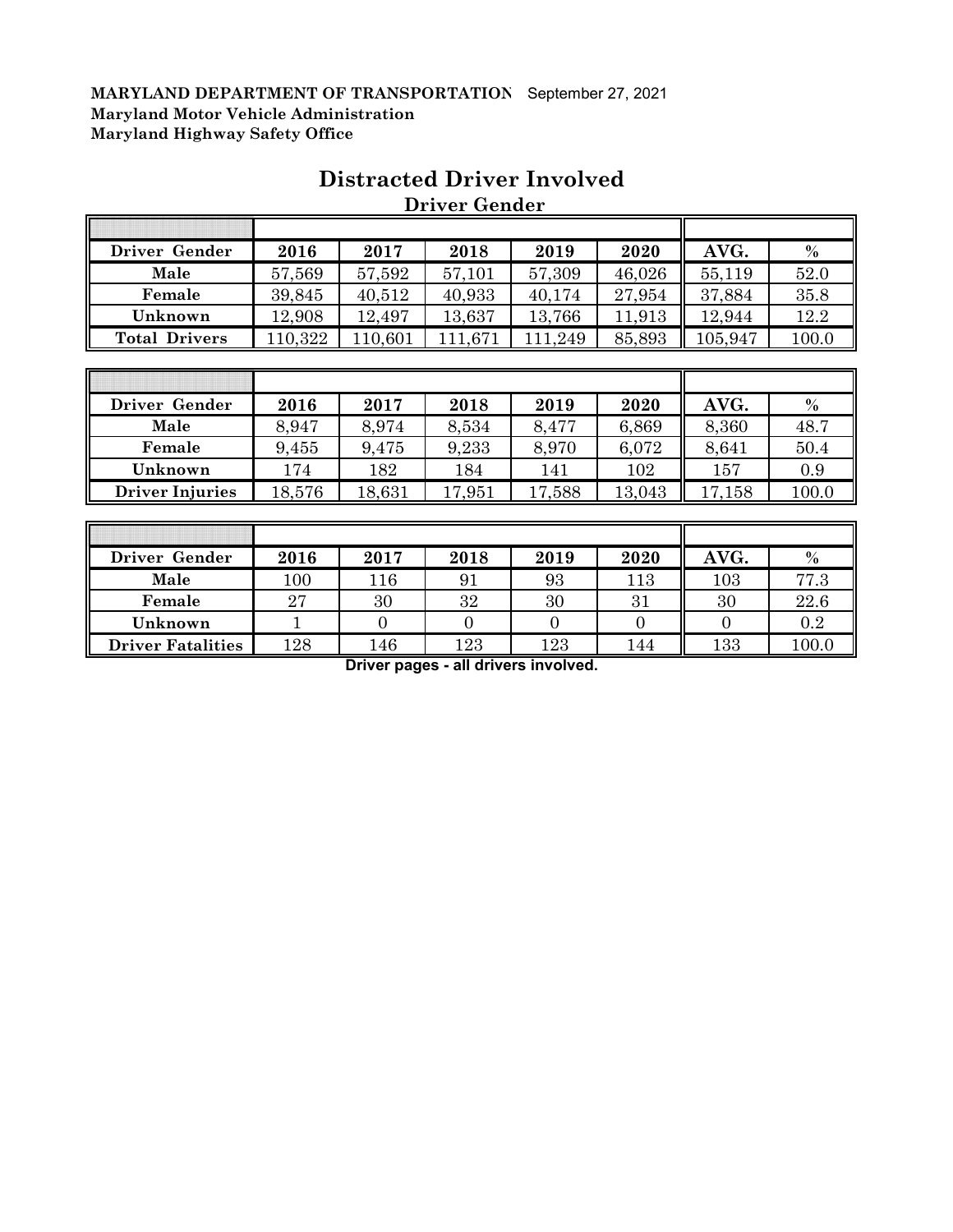**MARYLAND DEPARTMENT OF TRANSPORTATION** September 27, 2021
**Maryland Motor Vehicle Administration**
**Maryland Highway Safety Office**

# Distracted Driver Involved

## Driver Gender

| Driver Gender | 2016 | 2017 | 2018 | 2019 | 2020 | AVG. | % |
|---|---|---|---|---|---|---|---|
| Male | 57,569 | 57,592 | 57,101 | 57,309 | 46,026 | 55,119 | 52.0 |
| Female | 39,845 | 40,512 | 40,933 | 40,174 | 27,954 | 37,884 | 35.8 |
| Unknown | 12,908 | 12,497 | 13,637 | 13,766 | 11,913 | 12,944 | 12.2 |
| Total Drivers | 110,322 | 110,601 | 111,671 | 111,249 | 85,893 | 105,947 | 100.0 |

| Driver Gender | 2016 | 2017 | 2018 | 2019 | 2020 | AVG. | % |
|---|---|---|---|---|---|---|---|
| Male | 8,947 | 8,974 | 8,534 | 8,477 | 6,869 | 8,360 | 48.7 |
| Female | 9,455 | 9,475 | 9,233 | 8,970 | 6,072 | 8,641 | 50.4 |
| Unknown | 174 | 182 | 184 | 141 | 102 | 157 | 0.9 |
| Driver Injuries | 18,576 | 18,631 | 17,951 | 17,588 | 13,043 | 17,158 | 100.0 |

| Driver Gender | 2016 | 2017 | 2018 | 2019 | 2020 | AVG. | % |
|---|---|---|---|---|---|---|---|
| Male | 100 | 116 | 91 | 93 | 113 | 103 | 77.3 |
| Female | 27 | 30 | 32 | 30 | 31 | 30 | 22.6 |
| Unknown | 1 | 0 | 0 | 0 | 0 | 0 | 0.2 |
| Driver Fatalities | 128 | 146 | 123 | 123 | 144 | 133 | 100.0 |

**Driver pages - all drivers involved.**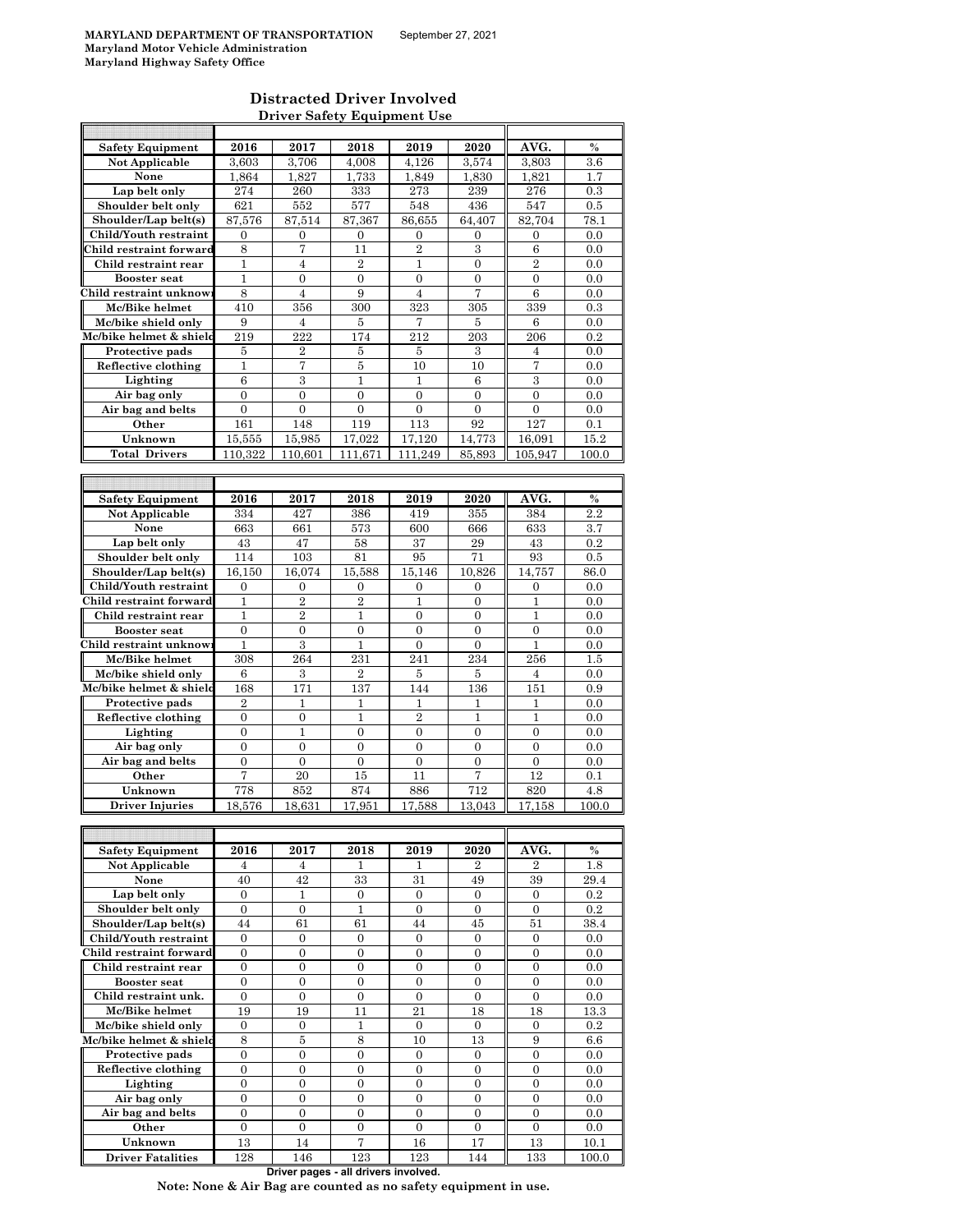**MARYLAND DEPARTMENT OF TRANSPORTATION** September 27, 2021
**Maryland Motor Vehicle Administration**
**Maryland Highway Safety Office**

## Distracted Driver Involved

### Driver Safety Equipment Use

| Safety Equipment | 2016 | 2017 | 2018 | 2019 | 2020 | AVG. | % |
|---|---|---|---|---|---|---|---|
| Not Applicable | 3,603 | 3,706 | 4,008 | 4,126 | 3,574 | 3,803 | 3.6 |
| None | 1,864 | 1,827 | 1,733 | 1,849 | 1,830 | 1,821 | 1.7 |
| Lap belt only | 274 | 260 | 333 | 273 | 239 | 276 | 0.3 |
| Shoulder belt only | 621 | 552 | 577 | 548 | 436 | 547 | 0.5 |
| Shoulder/Lap belt(s) | 87,576 | 87,514 | 87,367 | 86,655 | 64,407 | 82,704 | 78.1 |
| Child/Youth restraint | 0 | 0 | 0 | 0 | 0 | 0 | 0.0 |
| Child restraint forward | 8 | 7 | 11 | 2 | 3 | 6 | 0.0 |
| Child restraint rear | 1 | 4 | 2 | 1 | 0 | 2 | 0.0 |
| Booster seat | 1 | 0 | 0 | 0 | 0 | 0 | 0.0 |
| Child restraint unknown | 8 | 4 | 9 | 4 | 7 | 6 | 0.0 |
| Mc/Bike helmet | 410 | 356 | 300 | 323 | 305 | 339 | 0.3 |
| Mc/bike shield only | 9 | 4 | 5 | 7 | 5 | 6 | 0.0 |
| Mc/bike helmet & shield | 219 | 222 | 174 | 212 | 203 | 206 | 0.2 |
| Protective pads | 5 | 2 | 5 | 5 | 3 | 4 | 0.0 |
| Reflective clothing | 1 | 7 | 5 | 10 | 10 | 7 | 0.0 |
| Lighting | 6 | 3 | 1 | 1 | 6 | 3 | 0.0 |
| Air bag only | 0 | 0 | 0 | 0 | 0 | 0 | 0.0 |
| Air bag and belts | 0 | 0 | 0 | 0 | 0 | 0 | 0.0 |
| Other | 161 | 148 | 119 | 113 | 92 | 127 | 0.1 |
| Unknown | 15,555 | 15,985 | 17,022 | 17,120 | 14,773 | 16,091 | 15.2 |
| Total Drivers | 110,322 | 110,601 | 111,671 | 111,249 | 85,893 | 105,947 | 100.0 |

| Safety Equipment | 2016 | 2017 | 2018 | 2019 | 2020 | AVG. | % |
|---|---|---|---|---|---|---|---|
| Not Applicable | 334 | 427 | 386 | 419 | 355 | 384 | 2.2 |
| None | 663 | 661 | 573 | 600 | 666 | 633 | 3.7 |
| Lap belt only | 43 | 47 | 58 | 37 | 29 | 43 | 0.2 |
| Shoulder belt only | 114 | 103 | 81 | 95 | 71 | 93 | 0.5 |
| Shoulder/Lap belt(s) | 16,150 | 16,074 | 15,588 | 15,146 | 10,826 | 14,757 | 86.0 |
| Child/Youth restraint | 0 | 0 | 0 | 0 | 0 | 0 | 0.0 |
| Child restraint forward | 1 | 2 | 2 | 1 | 0 | 1 | 0.0 |
| Child restraint rear | 1 | 2 | 1 | 0 | 0 | 1 | 0.0 |
| Booster seat | 0 | 0 | 0 | 0 | 0 | 0 | 0.0 |
| Child restraint unknown | 1 | 3 | 1 | 0 | 0 | 1 | 0.0 |
| Mc/Bike helmet | 308 | 264 | 231 | 241 | 234 | 256 | 1.5 |
| Mc/bike shield only | 6 | 3 | 2 | 5 | 5 | 4 | 0.0 |
| Mc/bike helmet & shield | 168 | 171 | 137 | 144 | 136 | 151 | 0.9 |
| Protective pads | 2 | 1 | 1 | 1 | 1 | 1 | 0.0 |
| Reflective clothing | 0 | 0 | 1 | 2 | 1 | 1 | 0.0 |
| Lighting | 0 | 1 | 0 | 0 | 0 | 0 | 0.0 |
| Air bag only | 0 | 0 | 0 | 0 | 0 | 0 | 0.0 |
| Air bag and belts | 0 | 0 | 0 | 0 | 0 | 0 | 0.0 |
| Other | 7 | 20 | 15 | 11 | 7 | 12 | 0.1 |
| Unknown | 778 | 852 | 874 | 886 | 712 | 820 | 4.8 |
| Driver Injuries | 18,576 | 18,631 | 17,951 | 17,588 | 13,043 | 17,158 | 100.0 |

| Safety Equipment | 2016 | 2017 | 2018 | 2019 | 2020 | AVG. | % |
|---|---|---|---|---|---|---|---|
| Not Applicable | 4 | 4 | 1 | 1 | 2 | 2 | 1.8 |
| None | 40 | 42 | 33 | 31 | 49 | 39 | 29.4 |
| Lap belt only | 0 | 1 | 0 | 0 | 0 | 0 | 0.2 |
| Shoulder belt only | 0 | 0 | 1 | 0 | 0 | 0 | 0.2 |
| Shoulder/Lap belt(s) | 44 | 61 | 61 | 44 | 45 | 51 | 38.4 |
| Child/Youth restraint | 0 | 0 | 0 | 0 | 0 | 0 | 0.0 |
| Child restraint forward | 0 | 0 | 0 | 0 | 0 | 0 | 0.0 |
| Child restraint rear | 0 | 0 | 0 | 0 | 0 | 0 | 0.0 |
| Booster seat | 0 | 0 | 0 | 0 | 0 | 0 | 0.0 |
| Child restraint unk. | 0 | 0 | 0 | 0 | 0 | 0 | 0.0 |
| Mc/Bike helmet | 19 | 19 | 11 | 21 | 18 | 18 | 13.3 |
| Mc/bike shield only | 0 | 0 | 1 | 0 | 0 | 0 | 0.2 |
| Mc/bike helmet & shield | 8 | 5 | 8 | 10 | 13 | 9 | 6.6 |
| Protective pads | 0 | 0 | 0 | 0 | 0 | 0 | 0.0 |
| Reflective clothing | 0 | 0 | 0 | 0 | 0 | 0 | 0.0 |
| Lighting | 0 | 0 | 0 | 0 | 0 | 0 | 0.0 |
| Air bag only | 0 | 0 | 0 | 0 | 0 | 0 | 0.0 |
| Air bag and belts | 0 | 0 | 0 | 0 | 0 | 0 | 0.0 |
| Other | 0 | 0 | 0 | 0 | 0 | 0 | 0.0 |
| Unknown | 13 | 14 | 7 | 16 | 17 | 13 | 10.1 |
| Driver Fatalities | 128 | 146 | 123 | 123 | 144 | 133 | 100.0 |

**Driver pages - all drivers involved.**

**Note: None & Air Bag are counted as no safety equipment in use.**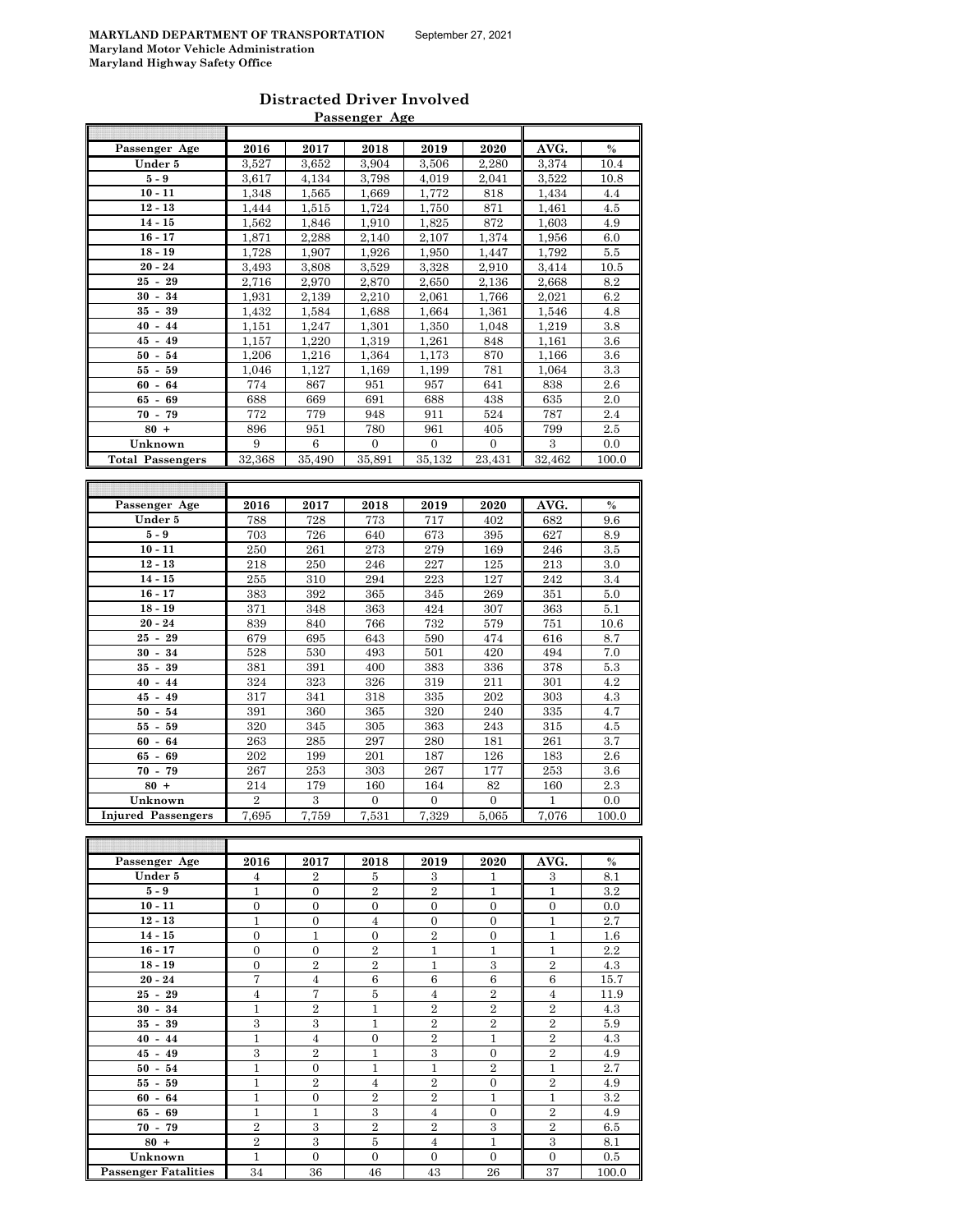**MARYLAND DEPARTMENT OF TRANSPORTATION** September 27, 2021
**Maryland Motor Vehicle Administration**
**Maryland Highway Safety Office**

## Distracted Driver Involved

### Passenger Age

| Passenger Age | 2016 | 2017 | 2018 | 2019 | 2020 | AVG. | % |
|---|---|---|---|---|---|---|---|
| Under 5 | 3,527 | 3,652 | 3,904 | 3,506 | 2,280 | 3,374 | 10.4 |
| 5 - 9 | 3,617 | 4,134 | 3,798 | 4,019 | 2,041 | 3,522 | 10.8 |
| 10 - 11 | 1,348 | 1,565 | 1,669 | 1,772 | 818 | 1,434 | 4.4 |
| 12 - 13 | 1,444 | 1,515 | 1,724 | 1,750 | 871 | 1,461 | 4.5 |
| 14 - 15 | 1,562 | 1,846 | 1,910 | 1,825 | 872 | 1,603 | 4.9 |
| 16 - 17 | 1,871 | 2,288 | 2,140 | 2,107 | 1,374 | 1,956 | 6.0 |
| 18 - 19 | 1,728 | 1,907 | 1,926 | 1,950 | 1,447 | 1,792 | 5.5 |
| 20 - 24 | 3,493 | 3,808 | 3,529 | 3,328 | 2,910 | 3,414 | 10.5 |
| 25 - 29 | 2,716 | 2,970 | 2,870 | 2,650 | 2,136 | 2,668 | 8.2 |
| 30 - 34 | 1,931 | 2,139 | 2,210 | 2,061 | 1,766 | 2,021 | 6.2 |
| 35 - 39 | 1,432 | 1,584 | 1,688 | 1,664 | 1,361 | 1,546 | 4.8 |
| 40 - 44 | 1,151 | 1,247 | 1,301 | 1,350 | 1,048 | 1,219 | 3.8 |
| 45 - 49 | 1,157 | 1,220 | 1,319 | 1,261 | 848 | 1,161 | 3.6 |
| 50 - 54 | 1,206 | 1,216 | 1,364 | 1,173 | 870 | 1,166 | 3.6 |
| 55 - 59 | 1,046 | 1,127 | 1,169 | 1,199 | 781 | 1,064 | 3.3 |
| 60 - 64 | 774 | 867 | 951 | 957 | 641 | 838 | 2.6 |
| 65 - 69 | 688 | 669 | 691 | 688 | 438 | 635 | 2.0 |
| 70 - 79 | 772 | 779 | 948 | 911 | 524 | 787 | 2.4 |
| 80 + | 896 | 951 | 780 | 961 | 405 | 799 | 2.5 |
| Unknown | 9 | 6 | 0 | 0 | 0 | 3 | 0.0 |
| Total Passengers | 32,368 | 35,490 | 35,891 | 35,132 | 23,431 | 32,462 | 100.0 |

| Passenger Age | 2016 | 2017 | 2018 | 2019 | 2020 | AVG. | % |
|---|---|---|---|---|---|---|---|
| Under 5 | 788 | 728 | 773 | 717 | 402 | 682 | 9.6 |
| 5 - 9 | 703 | 726 | 640 | 673 | 395 | 627 | 8.9 |
| 10 - 11 | 250 | 261 | 273 | 279 | 169 | 246 | 3.5 |
| 12 - 13 | 218 | 250 | 246 | 227 | 125 | 213 | 3.0 |
| 14 - 15 | 255 | 310 | 294 | 223 | 127 | 242 | 3.4 |
| 16 - 17 | 383 | 392 | 365 | 345 | 269 | 351 | 5.0 |
| 18 - 19 | 371 | 348 | 363 | 424 | 307 | 363 | 5.1 |
| 20 - 24 | 839 | 840 | 766 | 732 | 579 | 751 | 10.6 |
| 25 - 29 | 679 | 695 | 643 | 590 | 474 | 616 | 8.7 |
| 30 - 34 | 528 | 530 | 493 | 501 | 420 | 494 | 7.0 |
| 35 - 39 | 381 | 391 | 400 | 383 | 336 | 378 | 5.3 |
| 40 - 44 | 324 | 323 | 326 | 319 | 211 | 301 | 4.2 |
| 45 - 49 | 317 | 341 | 318 | 335 | 202 | 303 | 4.3 |
| 50 - 54 | 391 | 360 | 365 | 320 | 240 | 335 | 4.7 |
| 55 - 59 | 320 | 345 | 305 | 363 | 243 | 315 | 4.5 |
| 60 - 64 | 263 | 285 | 297 | 280 | 181 | 261 | 3.7 |
| 65 - 69 | 202 | 199 | 201 | 187 | 126 | 183 | 2.6 |
| 70 - 79 | 267 | 253 | 303 | 267 | 177 | 253 | 3.6 |
| 80 + | 214 | 179 | 160 | 164 | 82 | 160 | 2.3 |
| Unknown | 2 | 3 | 0 | 0 | 0 | 1 | 0.0 |
| Injured Passengers | 7,695 | 7,759 | 7,531 | 7,329 | 5,065 | 7,076 | 100.0 |

| Passenger Age | 2016 | 2017 | 2018 | 2019 | 2020 | AVG. | % |
|---|---|---|---|---|---|---|---|
| Under 5 | 4 | 2 | 5 | 3 | 1 | 3 | 8.1 |
| 5 - 9 | 1 | 0 | 2 | 2 | 1 | 1 | 3.2 |
| 10 - 11 | 0 | 0 | 0 | 0 | 0 | 0 | 0.0 |
| 12 - 13 | 1 | 0 | 4 | 0 | 0 | 1 | 2.7 |
| 14 - 15 | 0 | 1 | 0 | 2 | 0 | 1 | 1.6 |
| 16 - 17 | 0 | 0 | 2 | 1 | 1 | 1 | 2.2 |
| 18 - 19 | 0 | 2 | 2 | 1 | 3 | 2 | 4.3 |
| 20 - 24 | 7 | 4 | 6 | 6 | 6 | 6 | 15.7 |
| 25 - 29 | 4 | 7 | 5 | 4 | 2 | 4 | 11.9 |
| 30 - 34 | 1 | 2 | 1 | 2 | 2 | 2 | 4.3 |
| 35 - 39 | 3 | 3 | 1 | 2 | 2 | 2 | 5.9 |
| 40 - 44 | 1 | 4 | 0 | 2 | 1 | 2 | 4.3 |
| 45 - 49 | 3 | 2 | 1 | 3 | 0 | 2 | 4.9 |
| 50 - 54 | 1 | 0 | 1 | 1 | 2 | 1 | 2.7 |
| 55 - 59 | 1 | 2 | 4 | 2 | 0 | 2 | 4.9 |
| 60 - 64 | 1 | 0 | 2 | 2 | 1 | 1 | 3.2 |
| 65 - 69 | 1 | 1 | 3 | 4 | 0 | 2 | 4.9 |
| 70 - 79 | 2 | 3 | 2 | 2 | 3 | 2 | 6.5 |
| 80 + | 2 | 3 | 5 | 4 | 1 | 3 | 8.1 |
| Unknown | 1 | 0 | 0 | 0 | 0 | 0 | 0.5 |
| Passenger Fatalities | 34 | 36 | 46 | 43 | 26 | 37 | 100.0 |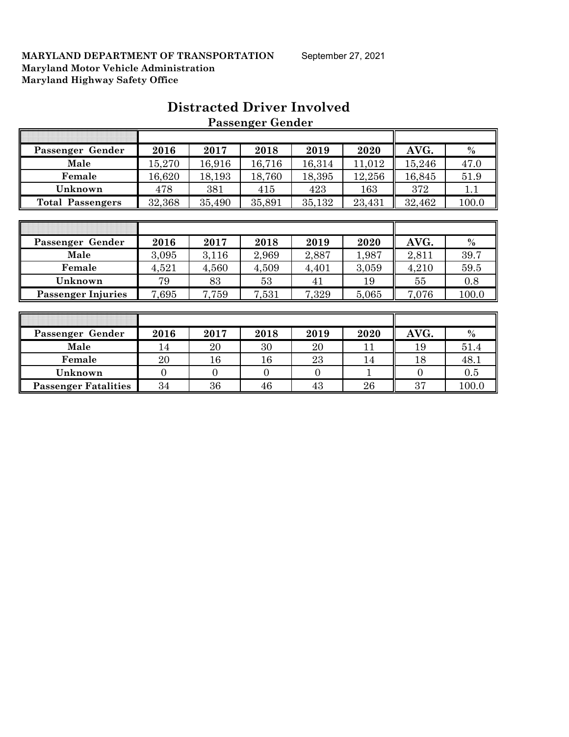**MARYLAND DEPARTMENT OF TRANSPORTATION** September 27, 2021
**Maryland Motor Vehicle Administration**
**Maryland Highway Safety Office**

# Distracted Driver Involved

## Passenger Gender

| Passenger Gender | 2016 | 2017 | 2018 | 2019 | 2020 | AVG. | % |
|---|---|---|---|---|---|---|---|
| Male | 15,270 | 16,916 | 16,716 | 16,314 | 11,012 | 15,246 | 47.0 |
| Female | 16,620 | 18,193 | 18,760 | 18,395 | 12,256 | 16,845 | 51.9 |
| Unknown | 478 | 381 | 415 | 423 | 163 | 372 | 1.1 |
| Total Passengers | 32,368 | 35,490 | 35,891 | 35,132 | 23,431 | 32,462 | 100.0 |

| Passenger Gender | 2016 | 2017 | 2018 | 2019 | 2020 | AVG. | % |
|---|---|---|---|---|---|---|---|
| Male | 3,095 | 3,116 | 2,969 | 2,887 | 1,987 | 2,811 | 39.7 |
| Female | 4,521 | 4,560 | 4,509 | 4,401 | 3,059 | 4,210 | 59.5 |
| Unknown | 79 | 83 | 53 | 41 | 19 | 55 | 0.8 |
| Passenger Injuries | 7,695 | 7,759 | 7,531 | 7,329 | 5,065 | 7,076 | 100.0 |

| Passenger Gender | 2016 | 2017 | 2018 | 2019 | 2020 | AVG. | % |
|---|---|---|---|---|---|---|---|
| Male | 14 | 20 | 30 | 20 | 11 | 19 | 51.4 |
| Female | 20 | 16 | 16 | 23 | 14 | 18 | 48.1 |
| Unknown | 0 | 0 | 0 | 0 | 1 | 0 | 0.5 |
| Passenger Fatalities | 34 | 36 | 46 | 43 | 26 | 37 | 100.0 |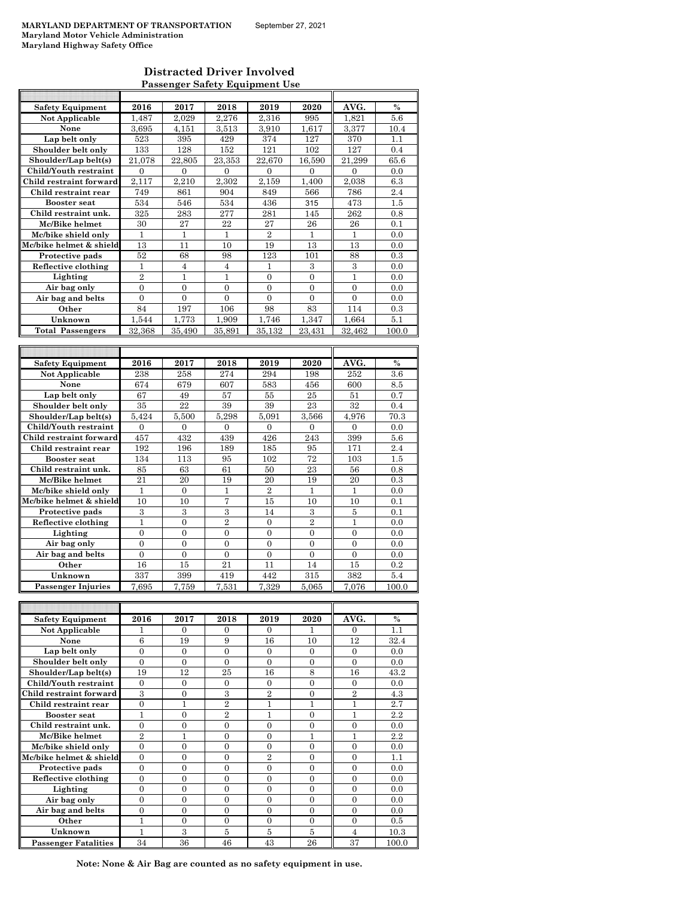**MARYLAND DEPARTMENT OF TRANSPORTATION** September 27, 2021
**Maryland Motor Vehicle Administration**
**Maryland Highway Safety Office**

## Distracted Driver Involved

### Passenger Safety Equipment Use

| Safety Equipment | 2016 | 2017 | 2018 | 2019 | 2020 | AVG. | % |
|---|---|---|---|---|---|---|---|
| Not Applicable | 1,487 | 2,029 | 2,276 | 2,316 | 995 | 1,821 | 5.6 |
| None | 3,695 | 4,151 | 3,513 | 3,910 | 1,617 | 3,377 | 10.4 |
| Lap belt only | 523 | 395 | 429 | 374 | 127 | 370 | 1.1 |
| Shoulder belt only | 133 | 128 | 152 | 121 | 102 | 127 | 0.4 |
| Shoulder/Lap belt(s) | 21,078 | 22,805 | 23,353 | 22,670 | 16,590 | 21,299 | 65.6 |
| Child/Youth restraint | 0 | 0 | 0 | 0 | 0 | 0 | 0.0 |
| Child restraint forward | 2,117 | 2,210 | 2,302 | 2,159 | 1,400 | 2,038 | 6.3 |
| Child restraint rear | 749 | 861 | 904 | 849 | 566 | 786 | 2.4 |
| Booster seat | 534 | 546 | 534 | 436 | 315 | 473 | 1.5 |
| Child restraint unk. | 325 | 283 | 277 | 281 | 145 | 262 | 0.8 |
| Mc/Bike helmet | 30 | 27 | 22 | 27 | 26 | 26 | 0.1 |
| Mc/bike shield only | 1 | 1 | 1 | 2 | 1 | 1 | 0.0 |
| Mc/bike helmet & shield | 13 | 11 | 10 | 19 | 13 | 13 | 0.0 |
| Protective pads | 52 | 68 | 98 | 123 | 101 | 88 | 0.3 |
| Reflective clothing | 1 | 4 | 4 | 1 | 3 | 3 | 0.0 |
| Lighting | 2 | 1 | 1 | 0 | 0 | 1 | 0.0 |
| Air bag only | 0 | 0 | 0 | 0 | 0 | 0 | 0.0 |
| Air bag and belts | 0 | 0 | 0 | 0 | 0 | 0 | 0.0 |
| Other | 84 | 197 | 106 | 98 | 83 | 114 | 0.3 |
| Unknown | 1,544 | 1,773 | 1,909 | 1,746 | 1,347 | 1,664 | 5.1 |
| Total Passengers | 32,368 | 35,490 | 35,891 | 35,132 | 23,431 | 32,462 | 100.0 |

| Safety Equipment | 2016 | 2017 | 2018 | 2019 | 2020 | AVG. | % |
|---|---|---|---|---|---|---|---|
| Not Applicable | 238 | 258 | 274 | 294 | 198 | 252 | 3.6 |
| None | 674 | 679 | 607 | 583 | 456 | 600 | 8.5 |
| Lap belt only | 67 | 49 | 57 | 55 | 25 | 51 | 0.7 |
| Shoulder belt only | 35 | 22 | 39 | 39 | 23 | 32 | 0.4 |
| Shoulder/Lap belt(s) | 5,424 | 5,500 | 5,298 | 5,091 | 3,566 | 4,976 | 70.3 |
| Child/Youth restraint | 0 | 0 | 0 | 0 | 0 | 0 | 0.0 |
| Child restraint forward | 457 | 432 | 439 | 426 | 243 | 399 | 5.6 |
| Child restraint rear | 192 | 196 | 189 | 185 | 95 | 171 | 2.4 |
| Booster seat | 134 | 113 | 95 | 102 | 72 | 103 | 1.5 |
| Child restraint unk. | 85 | 63 | 61 | 50 | 23 | 56 | 0.8 |
| Mc/Bike helmet | 21 | 20 | 19 | 20 | 19 | 20 | 0.3 |
| Mc/bike shield only | 1 | 0 | 1 | 2 | 1 | 1 | 0.0 |
| Mc/bike helmet & shield | 10 | 10 | 7 | 15 | 10 | 10 | 0.1 |
| Protective pads | 3 | 3 | 3 | 14 | 3 | 5 | 0.1 |
| Reflective clothing | 1 | 0 | 2 | 0 | 2 | 1 | 0.0 |
| Lighting | 0 | 0 | 0 | 0 | 0 | 0 | 0.0 |
| Air bag only | 0 | 0 | 0 | 0 | 0 | 0 | 0.0 |
| Air bag and belts | 0 | 0 | 0 | 0 | 0 | 0 | 0.0 |
| Other | 16 | 15 | 21 | 11 | 14 | 15 | 0.2 |
| Unknown | 337 | 399 | 419 | 442 | 315 | 382 | 5.4 |
| Passenger Injuries | 7,695 | 7,759 | 7,531 | 7,329 | 5,065 | 7,076 | 100.0 |

| Safety Equipment | 2016 | 2017 | 2018 | 2019 | 2020 | AVG. | % |
|---|---|---|---|---|---|---|---|
| Not Applicable | 1 | 0 | 0 | 0 | 1 | 0 | 1.1 |
| None | 6 | 19 | 9 | 16 | 10 | 12 | 32.4 |
| Lap belt only | 0 | 0 | 0 | 0 | 0 | 0 | 0.0 |
| Shoulder belt only | 0 | 0 | 0 | 0 | 0 | 0 | 0.0 |
| Shoulder/Lap belt(s) | 19 | 12 | 25 | 16 | 8 | 16 | 43.2 |
| Child/Youth restraint | 0 | 0 | 0 | 0 | 0 | 0 | 0.0 |
| Child restraint forward | 3 | 0 | 3 | 2 | 0 | 2 | 4.3 |
| Child restraint rear | 0 | 1 | 2 | 1 | 1 | 1 | 2.7 |
| Booster seat | 1 | 0 | 2 | 1 | 0 | 1 | 2.2 |
| Child restraint unk. | 0 | 0 | 0 | 0 | 0 | 0 | 0.0 |
| Mc/Bike helmet | 2 | 1 | 0 | 0 | 1 | 1 | 2.2 |
| Mc/bike shield only | 0 | 0 | 0 | 0 | 0 | 0 | 0.0 |
| Mc/bike helmet & shield | 0 | 0 | 0 | 2 | 0 | 0 | 1.1 |
| Protective pads | 0 | 0 | 0 | 0 | 0 | 0 | 0.0 |
| Reflective clothing | 0 | 0 | 0 | 0 | 0 | 0 | 0.0 |
| Lighting | 0 | 0 | 0 | 0 | 0 | 0 | 0.0 |
| Air bag only | 0 | 0 | 0 | 0 | 0 | 0 | 0.0 |
| Air bag and belts | 0 | 0 | 0 | 0 | 0 | 0 | 0.0 |
| Other | 1 | 0 | 0 | 0 | 0 | 0 | 0.5 |
| Unknown | 1 | 3 | 5 | 5 | 5 | 4 | 10.3 |
| Passenger Fatalities | 34 | 36 | 46 | 43 | 26 | 37 | 100.0 |

**Note: None & Air Bag are counted as no safety equipment in use.**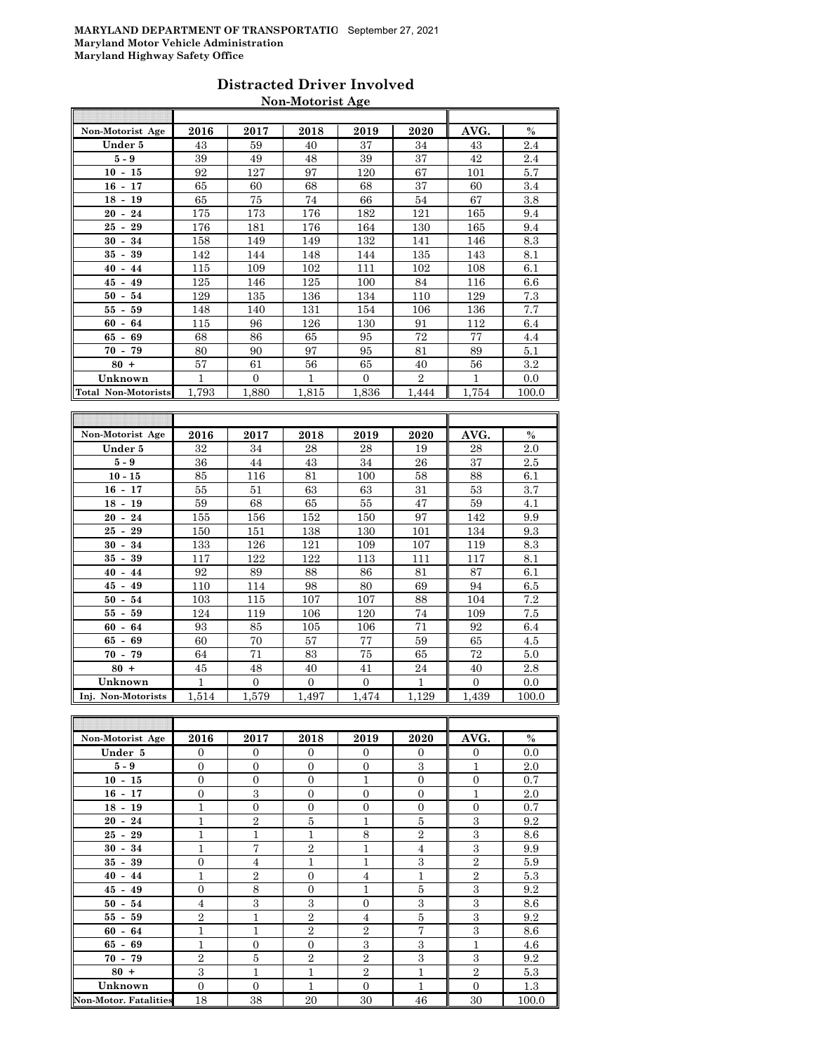**MARYLAND DEPARTMENT OF TRANSPORTATIO** September 27, 2021
**Maryland Motor Vehicle Administration**
**Maryland Highway Safety Office**

## Distracted Driver Involved

### Non-Motorist Age

| Non-Motorist Age | 2016 | 2017 | 2018 | 2019 | 2020 | AVG. | % |
|---|---|---|---|---|---|---|---|
| Under 5 | 43 | 59 | 40 | 37 | 34 | 43 | 2.4 |
| 5 - 9 | 39 | 49 | 48 | 39 | 37 | 42 | 2.4 |
| 10 - 15 | 92 | 127 | 97 | 120 | 67 | 101 | 5.7 |
| 16 - 17 | 65 | 60 | 68 | 68 | 37 | 60 | 3.4 |
| 18 - 19 | 65 | 75 | 74 | 66 | 54 | 67 | 3.8 |
| 20 - 24 | 175 | 173 | 176 | 182 | 121 | 165 | 9.4 |
| 25 - 29 | 176 | 181 | 176 | 164 | 130 | 165 | 9.4 |
| 30 - 34 | 158 | 149 | 149 | 132 | 141 | 146 | 8.3 |
| 35 - 39 | 142 | 144 | 148 | 144 | 135 | 143 | 8.1 |
| 40 - 44 | 115 | 109 | 102 | 111 | 102 | 108 | 6.1 |
| 45 - 49 | 125 | 146 | 125 | 100 | 84 | 116 | 6.6 |
| 50 - 54 | 129 | 135 | 136 | 134 | 110 | 129 | 7.3 |
| 55 - 59 | 148 | 140 | 131 | 154 | 106 | 136 | 7.7 |
| 60 - 64 | 115 | 96 | 126 | 130 | 91 | 112 | 6.4 |
| 65 - 69 | 68 | 86 | 65 | 95 | 72 | 77 | 4.4 |
| 70 - 79 | 80 | 90 | 97 | 95 | 81 | 89 | 5.1 |
| 80 + | 57 | 61 | 56 | 65 | 40 | 56 | 3.2 |
| Unknown | 1 | 0 | 1 | 0 | 2 | 1 | 0.0 |
| Total Non-Motorists | 1,793 | 1,880 | 1,815 | 1,836 | 1,444 | 1,754 | 100.0 |

| Non-Motorist Age | 2016 | 2017 | 2018 | 2019 | 2020 | AVG. | % |
|---|---|---|---|---|---|---|---|
| Under 5 | 32 | 34 | 28 | 28 | 19 | 28 | 2.0 |
| 5 - 9 | 36 | 44 | 43 | 34 | 26 | 37 | 2.5 |
| 10 - 15 | 85 | 116 | 81 | 100 | 58 | 88 | 6.1 |
| 16 - 17 | 55 | 51 | 63 | 63 | 31 | 53 | 3.7 |
| 18 - 19 | 59 | 68 | 65 | 55 | 47 | 59 | 4.1 |
| 20 - 24 | 155 | 156 | 152 | 150 | 97 | 142 | 9.9 |
| 25 - 29 | 150 | 151 | 138 | 130 | 101 | 134 | 9.3 |
| 30 - 34 | 133 | 126 | 121 | 109 | 107 | 119 | 8.3 |
| 35 - 39 | 117 | 122 | 122 | 113 | 111 | 117 | 8.1 |
| 40 - 44 | 92 | 89 | 88 | 86 | 81 | 87 | 6.1 |
| 45 - 49 | 110 | 114 | 98 | 80 | 69 | 94 | 6.5 |
| 50 - 54 | 103 | 115 | 107 | 107 | 88 | 104 | 7.2 |
| 55 - 59 | 124 | 119 | 106 | 120 | 74 | 109 | 7.5 |
| 60 - 64 | 93 | 85 | 105 | 106 | 71 | 92 | 6.4 |
| 65 - 69 | 60 | 70 | 57 | 77 | 59 | 65 | 4.5 |
| 70 - 79 | 64 | 71 | 83 | 75 | 65 | 72 | 5.0 |
| 80 + | 45 | 48 | 40 | 41 | 24 | 40 | 2.8 |
| Unknown | 1 | 0 | 0 | 0 | 1 | 0 | 0.0 |
| Inj. Non-Motorists | 1,514 | 1,579 | 1,497 | 1,474 | 1,129 | 1,439 | 100.0 |

| Non-Motorist Age | 2016 | 2017 | 2018 | 2019 | 2020 | AVG. | % |
|---|---|---|---|---|---|---|---|
| Under 5 | 0 | 0 | 0 | 0 | 0 | 0 | 0.0 |
| 5 - 9 | 0 | 0 | 0 | 0 | 3 | 1 | 2.0 |
| 10 - 15 | 0 | 0 | 0 | 1 | 0 | 0 | 0.7 |
| 16 - 17 | 0 | 3 | 0 | 0 | 0 | 1 | 2.0 |
| 18 - 19 | 1 | 0 | 0 | 0 | 0 | 0 | 0.7 |
| 20 - 24 | 1 | 2 | 5 | 1 | 5 | 3 | 9.2 |
| 25 - 29 | 1 | 1 | 1 | 8 | 2 | 3 | 8.6 |
| 30 - 34 | 1 | 7 | 2 | 1 | 4 | 3 | 9.9 |
| 35 - 39 | 0 | 4 | 1 | 1 | 3 | 2 | 5.9 |
| 40 - 44 | 1 | 2 | 0 | 4 | 1 | 2 | 5.3 |
| 45 - 49 | 0 | 8 | 0 | 1 | 5 | 3 | 9.2 |
| 50 - 54 | 4 | 3 | 3 | 0 | 3 | 3 | 8.6 |
| 55 - 59 | 2 | 1 | 2 | 4 | 5 | 3 | 9.2 |
| 60 - 64 | 1 | 1 | 2 | 2 | 7 | 3 | 8.6 |
| 65 - 69 | 1 | 0 | 0 | 3 | 3 | 1 | 4.6 |
| 70 - 79 | 2 | 5 | 2 | 2 | 3 | 3 | 9.2 |
| 80 + | 3 | 1 | 1 | 2 | 1 | 2 | 5.3 |
| Unknown | 0 | 0 | 1 | 0 | 1 | 0 | 1.3 |
| Non-Motor. Fatalities | 18 | 38 | 20 | 30 | 46 | 30 | 100.0 |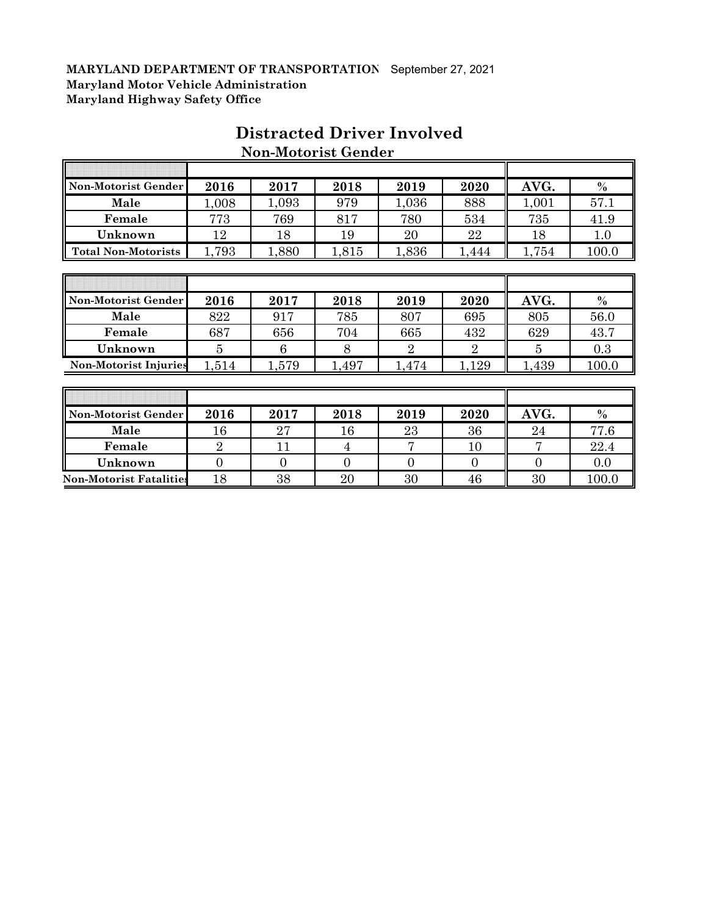**MARYLAND DEPARTMENT OF TRANSPORTATION** September 27, 2021
**Maryland Motor Vehicle Administration**
**Maryland Highway Safety Office**

# Distracted Driver Involved

## Non-Motorist Gender

| Non-Motorist Gender | 2016 | 2017 | 2018 | 2019 | 2020 | AVG. | % |
|---|---|---|---|---|---|---|---|
| Male | 1,008 | 1,093 | 979 | 1,036 | 888 | 1,001 | 57.1 |
| Female | 773 | 769 | 817 | 780 | 534 | 735 | 41.9 |
| Unknown | 12 | 18 | 19 | 20 | 22 | 18 | 1.0 |
| Total Non-Motorists | 1,793 | 1,880 | 1,815 | 1,836 | 1,444 | 1,754 | 100.0 |

| Non-Motorist Gender | 2016 | 2017 | 2018 | 2019 | 2020 | AVG. | % |
|---|---|---|---|---|---|---|---|
| Male | 822 | 917 | 785 | 807 | 695 | 805 | 56.0 |
| Female | 687 | 656 | 704 | 665 | 432 | 629 | 43.7 |
| Unknown | 5 | 6 | 8 | 2 | 2 | 5 | 0.3 |
| Non-Motorist Injuries | 1,514 | 1,579 | 1,497 | 1,474 | 1,129 | 1,439 | 100.0 |

| Non-Motorist Gender | 2016 | 2017 | 2018 | 2019 | 2020 | AVG. | % |
|---|---|---|---|---|---|---|---|
| Male | 16 | 27 | 16 | 23 | 36 | 24 | 77.6 |
| Female | 2 | 11 | 4 | 7 | 10 | 7 | 22.4 |
| Unknown | 0 | 0 | 0 | 0 | 0 | 0 | 0.0 |
| Non-Motorist Fatalities | 18 | 38 | 20 | 30 | 46 | 30 | 100.0 |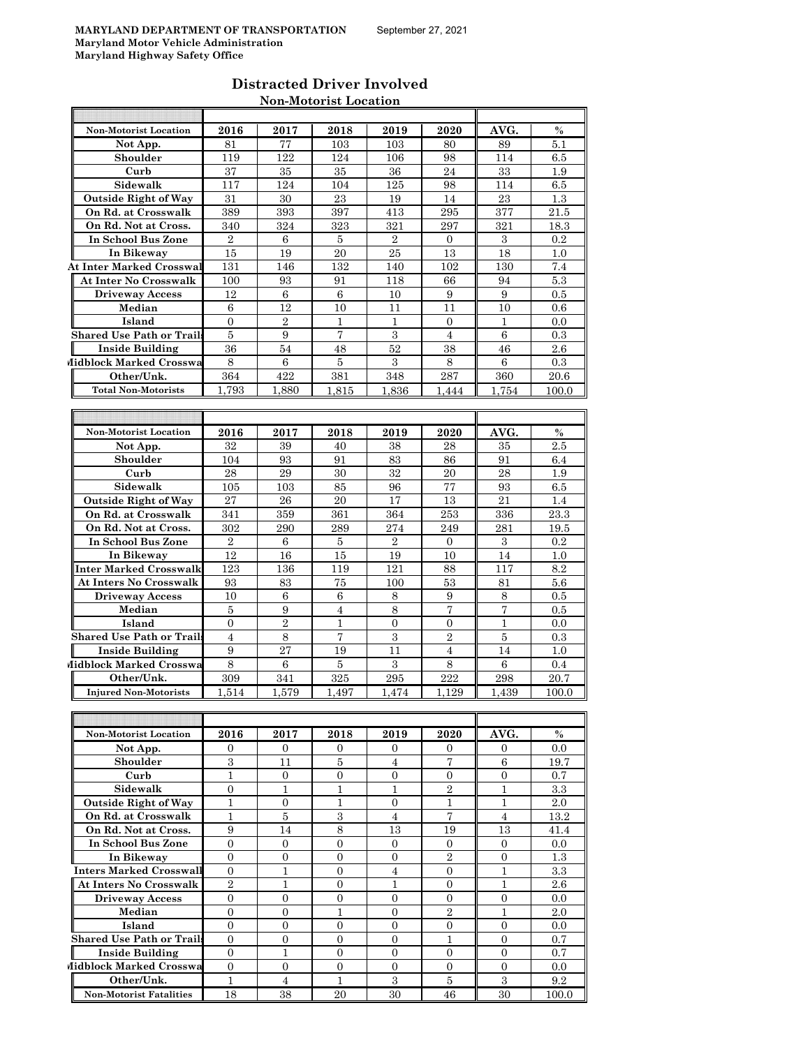**MARYLAND DEPARTMENT OF TRANSPORTATION** September 27, 2021
**Maryland Motor Vehicle Administration**
**Maryland Highway Safety Office**

## Distracted Driver Involved
### Non-Motorist Location

| Non-Motorist Location | 2016 | 2017 | 2018 | 2019 | 2020 | AVG. | % |
|---|---|---|---|---|---|---|---|
| Not App. | 81 | 77 | 103 | 103 | 80 | 89 | 5.1 |
| Shoulder | 119 | 122 | 124 | 106 | 98 | 114 | 6.5 |
| Curb | 37 | 35 | 35 | 36 | 24 | 33 | 1.9 |
| Sidewalk | 117 | 124 | 104 | 125 | 98 | 114 | 6.5 |
| Outside Right of Way | 31 | 30 | 23 | 19 | 14 | 23 | 1.3 |
| On Rd. at Crosswalk | 389 | 393 | 397 | 413 | 295 | 377 | 21.5 |
| On Rd. Not at Cross. | 340 | 324 | 323 | 321 | 297 | 321 | 18.3 |
| In School Bus Zone | 2 | 6 | 5 | 2 | 0 | 3 | 0.2 |
| In Bikeway | 15 | 19 | 20 | 25 | 13 | 18 | 1.0 |
| At Inter Marked Crosswal | 131 | 146 | 132 | 140 | 102 | 130 | 7.4 |
| At Inter No Crosswalk | 100 | 93 | 91 | 118 | 66 | 94 | 5.3 |
| Driveway Access | 12 | 6 | 6 | 10 | 9 | 9 | 0.5 |
| Median | 6 | 12 | 10 | 11 | 11 | 10 | 0.6 |
| Island | 0 | 2 | 1 | 1 | 0 | 1 | 0.0 |
| Shared Use Path or Trail | 5 | 9 | 7 | 3 | 4 | 6 | 0.3 |
| Inside Building | 36 | 54 | 48 | 52 | 38 | 46 | 2.6 |
| Midblock Marked Crosswa | 8 | 6 | 5 | 3 | 8 | 6 | 0.3 |
| Other/Unk. | 364 | 422 | 381 | 348 | 287 | 360 | 20.6 |
| Total Non-Motorists | 1,793 | 1,880 | 1,815 | 1,836 | 1,444 | 1,754 | 100.0 |

| Non-Motorist Location | 2016 | 2017 | 2018 | 2019 | 2020 | AVG. | % |
|---|---|---|---|---|---|---|---|
| Not App. | 32 | 39 | 40 | 38 | 28 | 35 | 2.5 |
| Shoulder | 104 | 93 | 91 | 83 | 86 | 91 | 6.4 |
| Curb | 28 | 29 | 30 | 32 | 20 | 28 | 1.9 |
| Sidewalk | 105 | 103 | 85 | 96 | 77 | 93 | 6.5 |
| Outside Right of Way | 27 | 26 | 20 | 17 | 13 | 21 | 1.4 |
| On Rd. at Crosswalk | 341 | 359 | 361 | 364 | 253 | 336 | 23.3 |
| On Rd. Not at Cross. | 302 | 290 | 289 | 274 | 249 | 281 | 19.5 |
| In School Bus Zone | 2 | 6 | 5 | 2 | 0 | 3 | 0.2 |
| In Bikeway | 12 | 16 | 15 | 19 | 10 | 14 | 1.0 |
| Inter Marked Crosswalk | 123 | 136 | 119 | 121 | 88 | 117 | 8.2 |
| At Inters No Crosswalk | 93 | 83 | 75 | 100 | 53 | 81 | 5.6 |
| Driveway Access | 10 | 6 | 6 | 8 | 9 | 8 | 0.5 |
| Median | 5 | 9 | 4 | 8 | 7 | 7 | 0.5 |
| Island | 0 | 2 | 1 | 0 | 0 | 1 | 0.0 |
| Shared Use Path or Trail | 4 | 8 | 7 | 3 | 2 | 5 | 0.3 |
| Inside Building | 9 | 27 | 19 | 11 | 4 | 14 | 1.0 |
| Midblock Marked Crosswa | 8 | 6 | 5 | 3 | 8 | 6 | 0.4 |
| Other/Unk. | 309 | 341 | 325 | 295 | 222 | 298 | 20.7 |
| Injured Non-Motorists | 1,514 | 1,579 | 1,497 | 1,474 | 1,129 | 1,439 | 100.0 |

| Non-Motorist Location | 2016 | 2017 | 2018 | 2019 | 2020 | AVG. | % |
|---|---|---|---|---|---|---|---|
| Not App. | 0 | 0 | 0 | 0 | 0 | 0 | 0.0 |
| Shoulder | 3 | 11 | 5 | 4 | 7 | 6 | 19.7 |
| Curb | 1 | 0 | 0 | 0 | 0 | 0 | 0.7 |
| Sidewalk | 0 | 1 | 1 | 1 | 2 | 1 | 3.3 |
| Outside Right of Way | 1 | 0 | 1 | 0 | 1 | 1 | 2.0 |
| On Rd. at Crosswalk | 1 | 5 | 3 | 4 | 7 | 4 | 13.2 |
| On Rd. Not at Cross. | 9 | 14 | 8 | 13 | 19 | 13 | 41.4 |
| In School Bus Zone | 0 | 0 | 0 | 0 | 0 | 0 | 0.0 |
| In Bikeway | 0 | 0 | 0 | 0 | 2 | 0 | 1.3 |
| Inters Marked Crosswall | 0 | 1 | 0 | 4 | 0 | 1 | 3.3 |
| At Inters No Crosswalk | 2 | 1 | 0 | 1 | 0 | 1 | 2.6 |
| Driveway Access | 0 | 0 | 0 | 0 | 0 | 0 | 0.0 |
| Median | 0 | 0 | 1 | 0 | 2 | 1 | 2.0 |
| Island | 0 | 0 | 0 | 0 | 0 | 0 | 0.0 |
| Shared Use Path or Trail | 0 | 0 | 0 | 0 | 1 | 0 | 0.7 |
| Inside Building | 0 | 1 | 0 | 0 | 0 | 0 | 0.7 |
| Midblock Marked Crosswa | 0 | 0 | 0 | 0 | 0 | 0 | 0.0 |
| Other/Unk. | 1 | 4 | 1 | 3 | 5 | 3 | 9.2 |
| Non-Motorist Fatalities | 18 | 38 | 20 | 30 | 46 | 30 | 100.0 |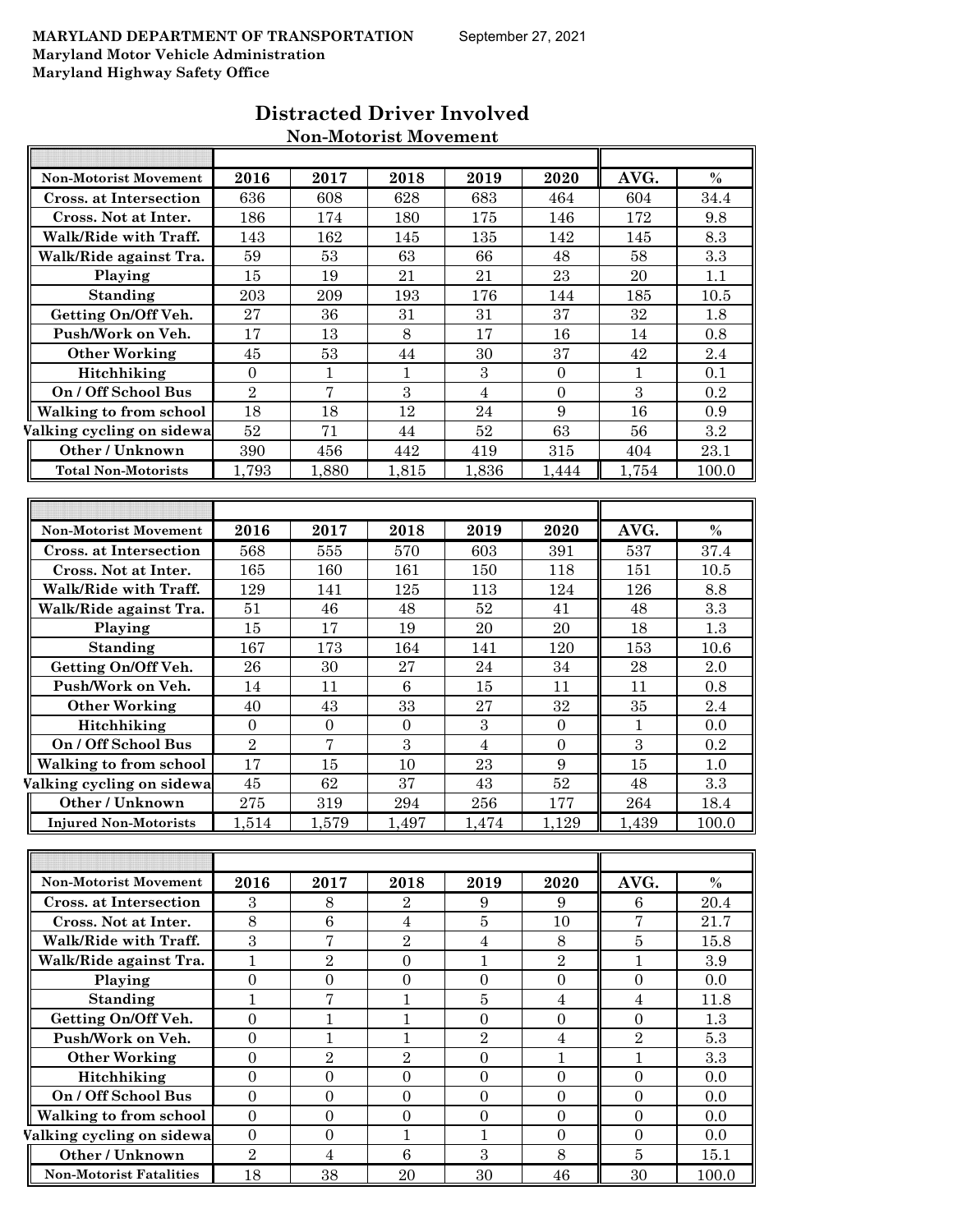**MARYLAND DEPARTMENT OF TRANSPORTATION** September 27, 2021
**Maryland Motor Vehicle Administration**
**Maryland Highway Safety Office**

# Distracted Driver Involved

## Non-Motorist Movement

| Non-Motorist Movement | 2016 | 2017 | 2018 | 2019 | 2020 | AVG. | % |
|---|---|---|---|---|---|---|---|
| Cross. at Intersection | 636 | 608 | 628 | 683 | 464 | 604 | 34.4 |
| Cross. Not at Inter. | 186 | 174 | 180 | 175 | 146 | 172 | 9.8 |
| Walk/Ride with Traff. | 143 | 162 | 145 | 135 | 142 | 145 | 8.3 |
| Walk/Ride against Tra. | 59 | 53 | 63 | 66 | 48 | 58 | 3.3 |
| Playing | 15 | 19 | 21 | 21 | 23 | 20 | 1.1 |
| Standing | 203 | 209 | 193 | 176 | 144 | 185 | 10.5 |
| Getting On/Off Veh. | 27 | 36 | 31 | 31 | 37 | 32 | 1.8 |
| Push/Work on Veh. | 17 | 13 | 8 | 17 | 16 | 14 | 0.8 |
| Other Working | 45 | 53 | 44 | 30 | 37 | 42 | 2.4 |
| Hitchhiking | 0 | 1 | 1 | 3 | 0 | 1 | 0.1 |
| On / Off School Bus | 2 | 7 | 3 | 4 | 0 | 3 | 0.2 |
| Walking to from school | 18 | 18 | 12 | 24 | 9 | 16 | 0.9 |
| Walking cycling on sidewa | 52 | 71 | 44 | 52 | 63 | 56 | 3.2 |
| Other / Unknown | 390 | 456 | 442 | 419 | 315 | 404 | 23.1 |
| Total Non-Motorists | 1,793 | 1,880 | 1,815 | 1,836 | 1,444 | 1,754 | 100.0 |

| Non-Motorist Movement | 2016 | 2017 | 2018 | 2019 | 2020 | AVG. | % |
|---|---|---|---|---|---|---|---|
| Cross. at Intersection | 568 | 555 | 570 | 603 | 391 | 537 | 37.4 |
| Cross. Not at Inter. | 165 | 160 | 161 | 150 | 118 | 151 | 10.5 |
| Walk/Ride with Traff. | 129 | 141 | 125 | 113 | 124 | 126 | 8.8 |
| Walk/Ride against Tra. | 51 | 46 | 48 | 52 | 41 | 48 | 3.3 |
| Playing | 15 | 17 | 19 | 20 | 20 | 18 | 1.3 |
| Standing | 167 | 173 | 164 | 141 | 120 | 153 | 10.6 |
| Getting On/Off Veh. | 26 | 30 | 27 | 24 | 34 | 28 | 2.0 |
| Push/Work on Veh. | 14 | 11 | 6 | 15 | 11 | 11 | 0.8 |
| Other Working | 40 | 43 | 33 | 27 | 32 | 35 | 2.4 |
| Hitchhiking | 0 | 0 | 0 | 3 | 0 | 1 | 0.0 |
| On / Off School Bus | 2 | 7 | 3 | 4 | 0 | 3 | 0.2 |
| Walking to from school | 17 | 15 | 10 | 23 | 9 | 15 | 1.0 |
| Walking cycling on sidewa | 45 | 62 | 37 | 43 | 52 | 48 | 3.3 |
| Other / Unknown | 275 | 319 | 294 | 256 | 177 | 264 | 18.4 |
| Injured Non-Motorists | 1,514 | 1,579 | 1,497 | 1,474 | 1,129 | 1,439 | 100.0 |

| Non-Motorist Movement | 2016 | 2017 | 2018 | 2019 | 2020 | AVG. | % |
|---|---|---|---|---|---|---|---|
| Cross. at Intersection | 3 | 8 | 2 | 9 | 9 | 6 | 20.4 |
| Cross. Not at Inter. | 8 | 6 | 4 | 5 | 10 | 7 | 21.7 |
| Walk/Ride with Traff. | 3 | 7 | 2 | 4 | 8 | 5 | 15.8 |
| Walk/Ride against Tra. | 1 | 2 | 0 | 1 | 2 | 1 | 3.9 |
| Playing | 0 | 0 | 0 | 0 | 0 | 0 | 0.0 |
| Standing | 1 | 7 | 1 | 5 | 4 | 4 | 11.8 |
| Getting On/Off Veh. | 0 | 1 | 1 | 0 | 0 | 0 | 1.3 |
| Push/Work on Veh. | 0 | 1 | 1 | 2 | 4 | 2 | 5.3 |
| Other Working | 0 | 2 | 2 | 0 | 1 | 1 | 3.3 |
| Hitchhiking | 0 | 0 | 0 | 0 | 0 | 0 | 0.0 |
| On / Off School Bus | 0 | 0 | 0 | 0 | 0 | 0 | 0.0 |
| Walking to from school | 0 | 0 | 0 | 0 | 0 | 0 | 0.0 |
| Walking cycling on sidewa | 0 | 0 | 1 | 1 | 0 | 0 | 0.0 |
| Other / Unknown | 2 | 4 | 6 | 3 | 8 | 5 | 15.1 |
| Non-Motorist Fatalities | 18 | 38 | 20 | 30 | 46 | 30 | 100.0 |